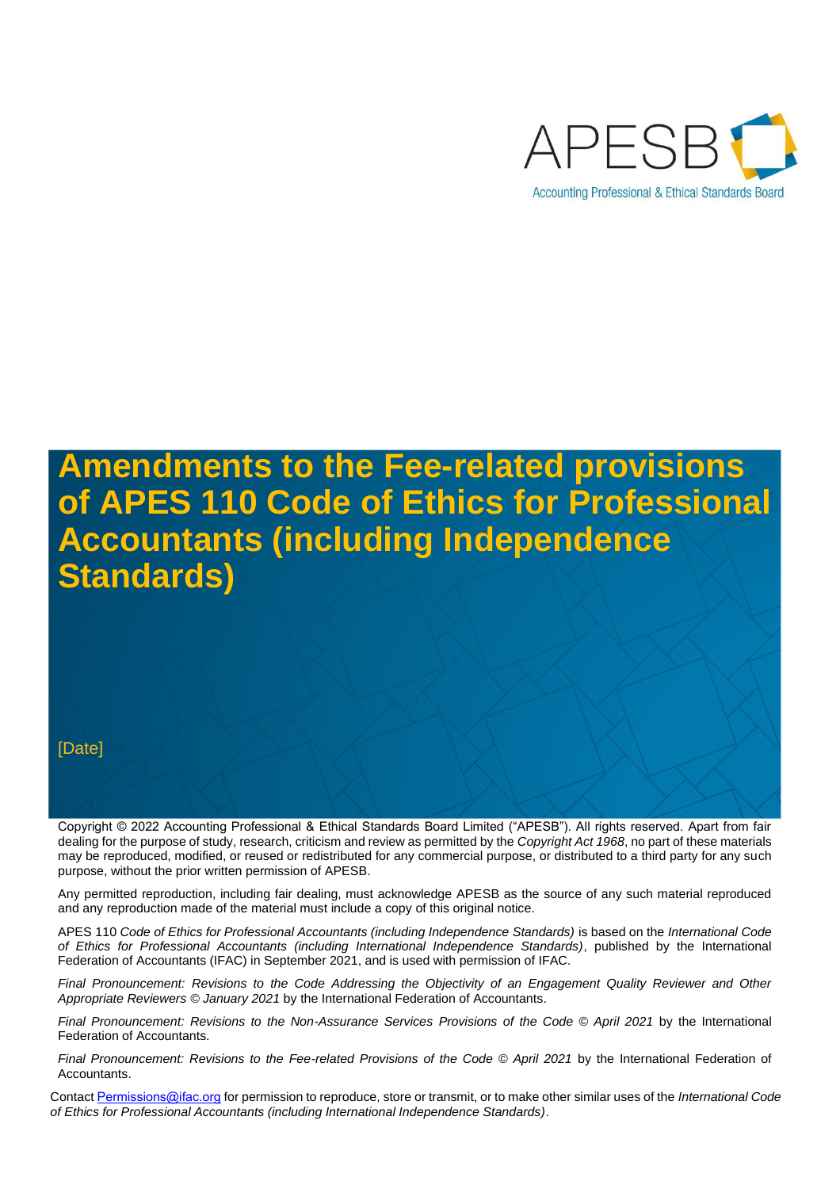APESB

Accounting Professional & Ethical Standards Board

# Amendments to the Fee-related provisions of APES 110 Code of Ethics for Professional Accountants (including Independence Standards)

[Date]

Copyright © 2022 Accounting Professional & Ethical Standards Board Limited ("APESB"). All rights reserved. Apart from fair dealing for the purpose of study, research, criticism and review as permitted by the *Copyright Act 1968*, no part of these materials may be reproduced, modified, or reused or redistributed for any commercial purpose, or distributed to a third party for any such purpose, without the prior written permission of APESB.

Any permitted reproduction, including fair dealing, must acknowledge APESB as the source of any such material reproduced and any reproduction made of the material must include a copy of this original notice.

APES 110 *Code of Ethics for Professional Accountants (including Independence Standards)* is based on the *International Code of Ethics for Professional Accountants (including International Independence Standards)*, published by the International Federation of Accountants (IFAC) in September 2021, and is used with permission of IFAC.

*Final Pronouncement: Revisions to the Code Addressing the Objectivity of an Engagement Quality Reviewer and Other Appropriate Reviewers © January 2021* by the International Federation of Accountants.

*Final Pronouncement: Revisions to the Non-Assurance Services Provisions of the Code © April 2021* by the International Federation of Accountants.

*Final Pronouncement: Revisions to the Fee-related Provisions of the Code © April 2021* by the International Federation of Accountants.

Contact Permissions@ifac.org for permission to reproduce, store or transmit, or to make other similar uses of the *International Code of Ethics for Professional Accountants (including International Independence Standards)*.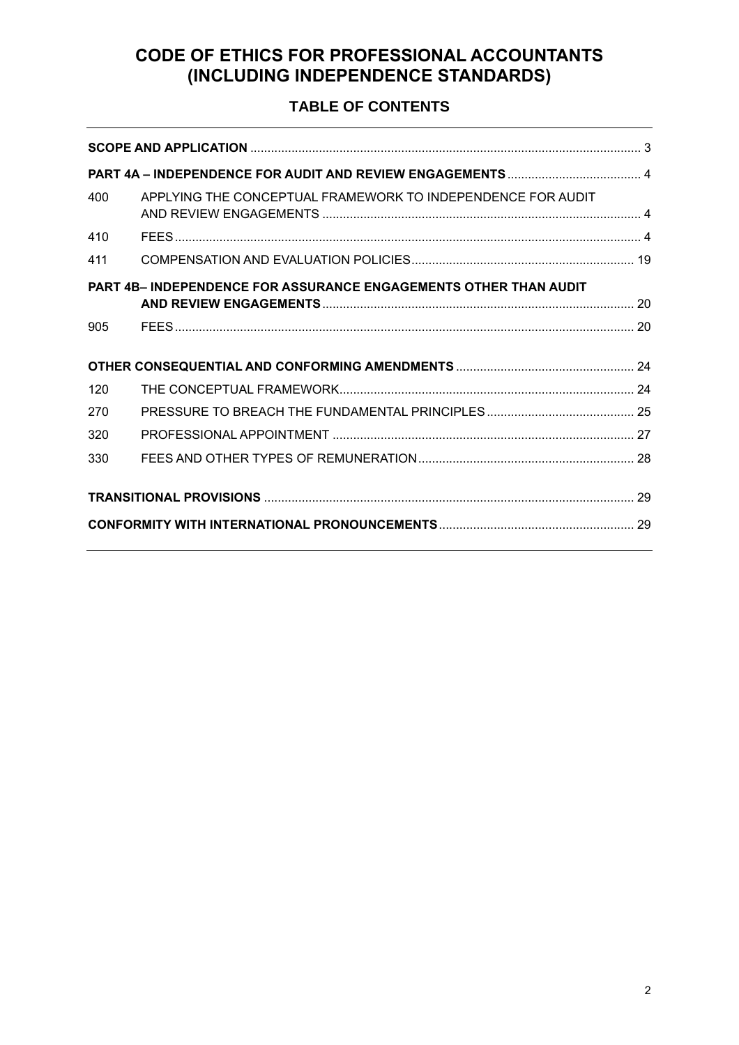# CODE OF ETHICS FOR PROFESSIONAL ACCOUNTANTS (INCLUDING INDEPENDENCE STANDARDS)

## TABLE OF CONTENTS

| | | |
|---|---|---|
| **SCOPE AND APPLICATION** | | 3 |
| **PART 4A – INDEPENDENCE FOR AUDIT AND REVIEW ENGAGEMENTS** | | 4 |
| 400 | APPLYING THE CONCEPTUAL FRAMEWORK TO INDEPENDENCE FOR AUDIT AND REVIEW ENGAGEMENTS | 4 |
| 410 | FEES | 4 |
| 411 | COMPENSATION AND EVALUATION POLICIES | 19 |
| **PART 4B– INDEPENDENCE FOR ASSURANCE ENGAGEMENTS OTHER THAN AUDIT AND REVIEW ENGAGEMENTS** | | 20 |
| 905 | FEES | 20 |
| **OTHER CONSEQUENTIAL AND CONFORMING AMENDMENTS** | | 24 |
| 120 | THE CONCEPTUAL FRAMEWORK | 24 |
| 270 | PRESSURE TO BREACH THE FUNDAMENTAL PRINCIPLES | 25 |
| 320 | PROFESSIONAL APPOINTMENT | 27 |
| 330 | FEES AND OTHER TYPES OF REMUNERATION | 28 |
| **TRANSITIONAL PROVISIONS** | | 29 |
| **CONFORMITY WITH INTERNATIONAL PRONOUNCEMENTS** | | 29 |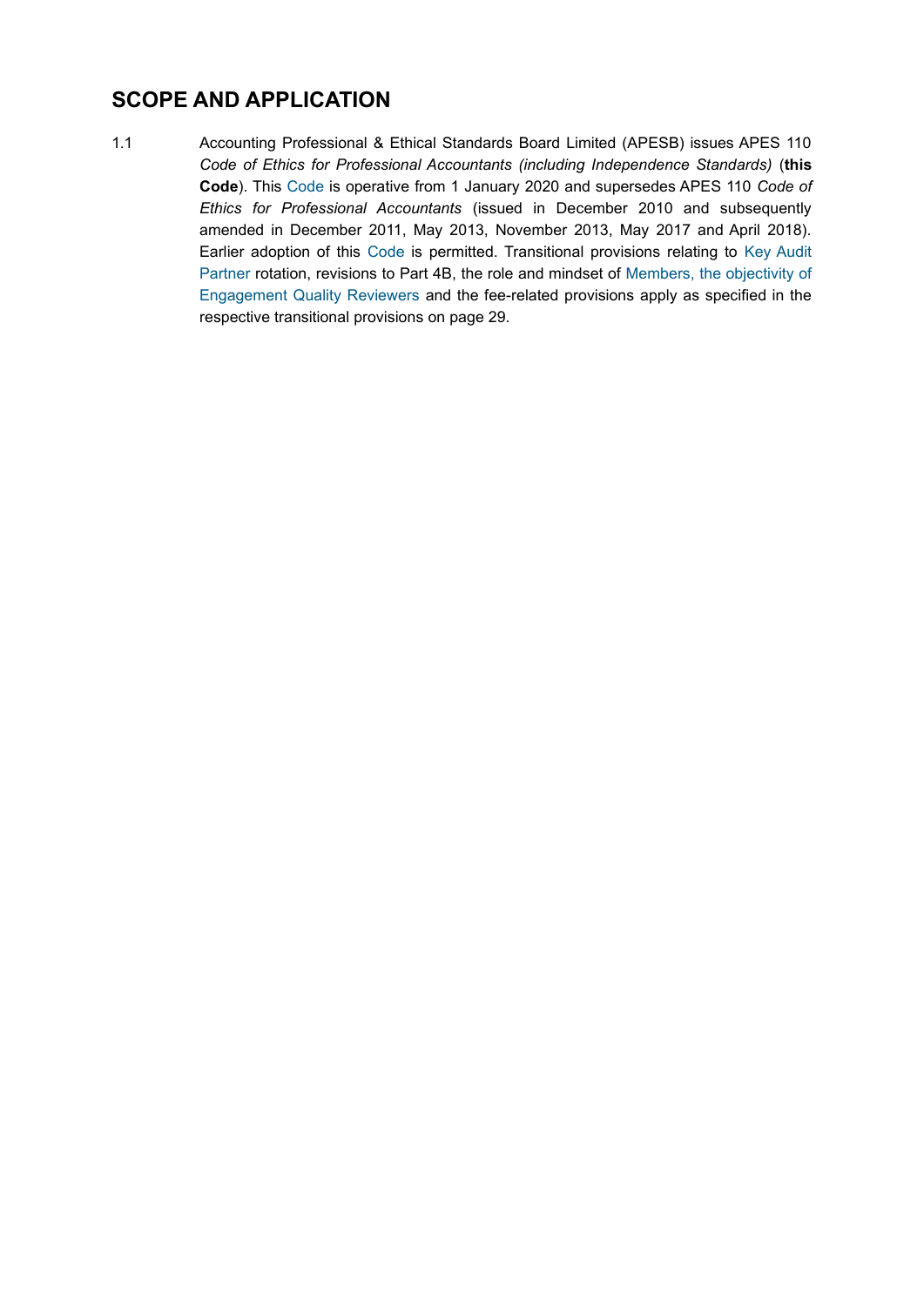## SCOPE AND APPLICATION

1.1 Accounting Professional & Ethical Standards Board Limited (APESB) issues APES 110 *Code of Ethics for Professional Accountants (including Independence Standards)* (**this Code**). This Code is operative from 1 January 2020 and supersedes APES 110 *Code of Ethics for Professional Accountants* (issued in December 2010 and subsequently amended in December 2011, May 2013, November 2013, May 2017 and April 2018). Earlier adoption of this Code is permitted. Transitional provisions relating to Key Audit Partner rotation, revisions to Part 4B, the role and mindset of Members, the objectivity of Engagement Quality Reviewers and the fee-related provisions apply as specified in the respective transitional provisions on page 29.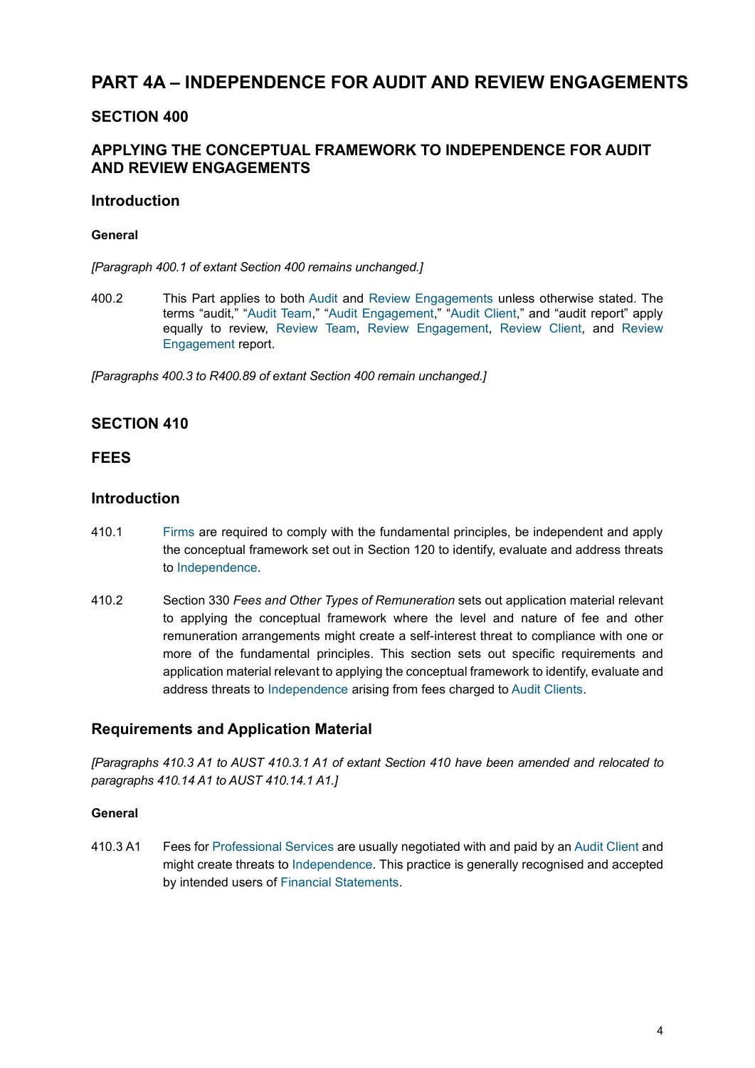# PART 4A – INDEPENDENCE FOR AUDIT AND REVIEW ENGAGEMENTS

## SECTION 400

## APPLYING THE CONCEPTUAL FRAMEWORK TO INDEPENDENCE FOR AUDIT AND REVIEW ENGAGEMENTS

### Introduction

#### General

*[Paragraph 400.1 of extant Section 400 remains unchanged.]*

400.2 This Part applies to both Audit and Review Engagements unless otherwise stated. The terms "audit," "Audit Team," "Audit Engagement," "Audit Client," and "audit report" apply equally to review, Review Team, Review Engagement, Review Client, and Review Engagement report.

*[Paragraphs 400.3 to R400.89 of extant Section 400 remain unchanged.]*

## SECTION 410

## FEES

### Introduction

410.1 Firms are required to comply with the fundamental principles, be independent and apply the conceptual framework set out in Section 120 to identify, evaluate and address threats to Independence.

410.2 Section 330 *Fees and Other Types of Remuneration* sets out application material relevant to applying the conceptual framework where the level and nature of fee and other remuneration arrangements might create a self-interest threat to compliance with one or more of the fundamental principles. This section sets out specific requirements and application material relevant to applying the conceptual framework to identify, evaluate and address threats to Independence arising from fees charged to Audit Clients.

### Requirements and Application Material

*[Paragraphs 410.3 A1 to AUST 410.3.1 A1 of extant Section 410 have been amended and relocated to paragraphs 410.14 A1 to AUST 410.14.1 A1.]*

#### General

410.3 A1 Fees for Professional Services are usually negotiated with and paid by an Audit Client and might create threats to Independence. This practice is generally recognised and accepted by intended users of Financial Statements.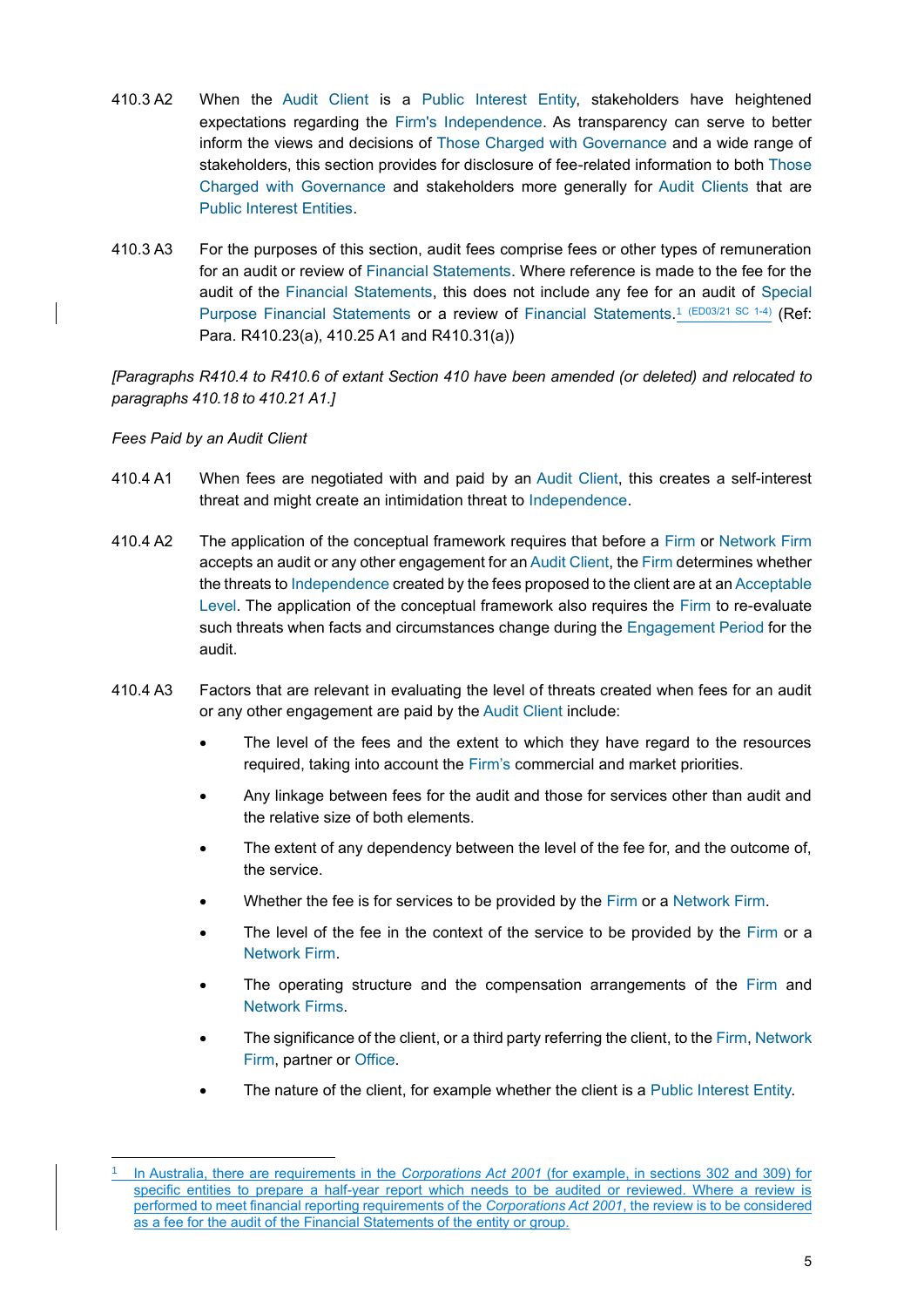410.3 A2 When the Audit Client is a Public Interest Entity, stakeholders have heightened expectations regarding the Firm's Independence. As transparency can serve to better inform the views and decisions of Those Charged with Governance and a wide range of stakeholders, this section provides for disclosure of fee-related information to both Those Charged with Governance and stakeholders more generally for Audit Clients that are Public Interest Entities.

410.3 A3 For the purposes of this section, audit fees comprise fees or other types of remuneration for an audit or review of Financial Statements. Where reference is made to the fee for the audit of the Financial Statements, this does not include any fee for an audit of Special Purpose Financial Statements or a review of Financial Statements.[1] (ED03/21 SC 1-4) (Ref: Para. R410.23(a), 410.25 A1 and R410.31(a))

*[Paragraphs R410.4 to R410.6 of extant Section 410 have been amended (or deleted) and relocated to paragraphs 410.18 to 410.21 A1.]*

*Fees Paid by an Audit Client*

410.4 A1 When fees are negotiated with and paid by an Audit Client, this creates a self-interest threat and might create an intimidation threat to Independence.

410.4 A2 The application of the conceptual framework requires that before a Firm or Network Firm accepts an audit or any other engagement for an Audit Client, the Firm determines whether the threats to Independence created by the fees proposed to the client are at an Acceptable Level. The application of the conceptual framework also requires the Firm to re-evaluate such threats when facts and circumstances change during the Engagement Period for the audit.

410.4 A3 Factors that are relevant in evaluating the level of threats created when fees for an audit or any other engagement are paid by the Audit Client include:

- The level of the fees and the extent to which they have regard to the resources required, taking into account the Firm's commercial and market priorities.
- Any linkage between fees for the audit and those for services other than audit and the relative size of both elements.
- The extent of any dependency between the level of the fee for, and the outcome of, the service.
- Whether the fee is for services to be provided by the Firm or a Network Firm.
- The level of the fee in the context of the service to be provided by the Firm or a Network Firm.
- The operating structure and the compensation arrangements of the Firm and Network Firms.
- The significance of the client, or a third party referring the client, to the Firm, Network Firm, partner or Office.
- The nature of the client, for example whether the client is a Public Interest Entity.

---

[1] In Australia, there are requirements in the *Corporations Act 2001* (for example, in sections 302 and 309) for specific entities to prepare a half-year report which needs to be audited or reviewed. Where a review is performed to meet financial reporting requirements of the *Corporations Act 2001*, the review is to be considered as a fee for the audit of the Financial Statements of the entity or group.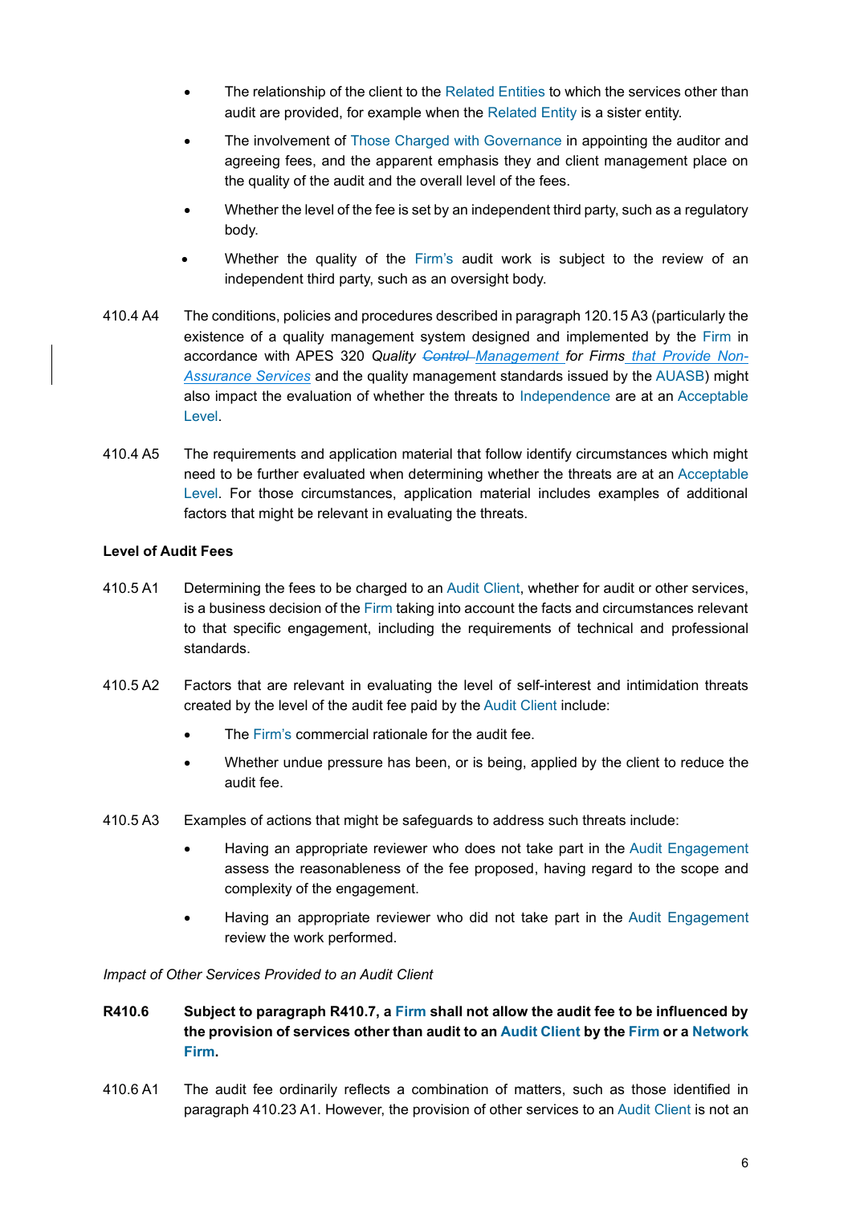- The relationship of the client to the Related Entities to which the services other than audit are provided, for example when the Related Entity is a sister entity.
- The involvement of Those Charged with Governance in appointing the auditor and agreeing fees, and the apparent emphasis they and client management place on the quality of the audit and the overall level of the fees.
- Whether the level of the fee is set by an independent third party, such as a regulatory body.
- Whether the quality of the Firm's audit work is subject to the review of an independent third party, such as an oversight body.

410.4 A4 The conditions, policies and procedures described in paragraph 120.15 A3 (particularly the existence of a quality management system designed and implemented by the Firm in accordance with APES 320 *Quality ~~Control~~ Management for Firms that Provide Non-Assurance Services* and the quality management standards issued by the AUASB) might also impact the evaluation of whether the threats to Independence are at an Acceptable Level.

410.4 A5 The requirements and application material that follow identify circumstances which might need to be further evaluated when determining whether the threats are at an Acceptable Level. For those circumstances, application material includes examples of additional factors that might be relevant in evaluating the threats.

**Level of Audit Fees**

410.5 A1 Determining the fees to be charged to an Audit Client, whether for audit or other services, is a business decision of the Firm taking into account the facts and circumstances relevant to that specific engagement, including the requirements of technical and professional standards.

410.5 A2 Factors that are relevant in evaluating the level of self-interest and intimidation threats created by the level of the audit fee paid by the Audit Client include:

- The Firm's commercial rationale for the audit fee.
- Whether undue pressure has been, or is being, applied by the client to reduce the audit fee.

410.5 A3 Examples of actions that might be safeguards to address such threats include:

- Having an appropriate reviewer who does not take part in the Audit Engagement assess the reasonableness of the fee proposed, having regard to the scope and complexity of the engagement.
- Having an appropriate reviewer who did not take part in the Audit Engagement review the work performed.

*Impact of Other Services Provided to an Audit Client*

**R410.6 Subject to paragraph R410.7, a Firm shall not allow the audit fee to be influenced by the provision of services other than audit to an Audit Client by the Firm or a Network Firm.**

410.6 A1 The audit fee ordinarily reflects a combination of matters, such as those identified in paragraph 410.23 A1. However, the provision of other services to an Audit Client is not an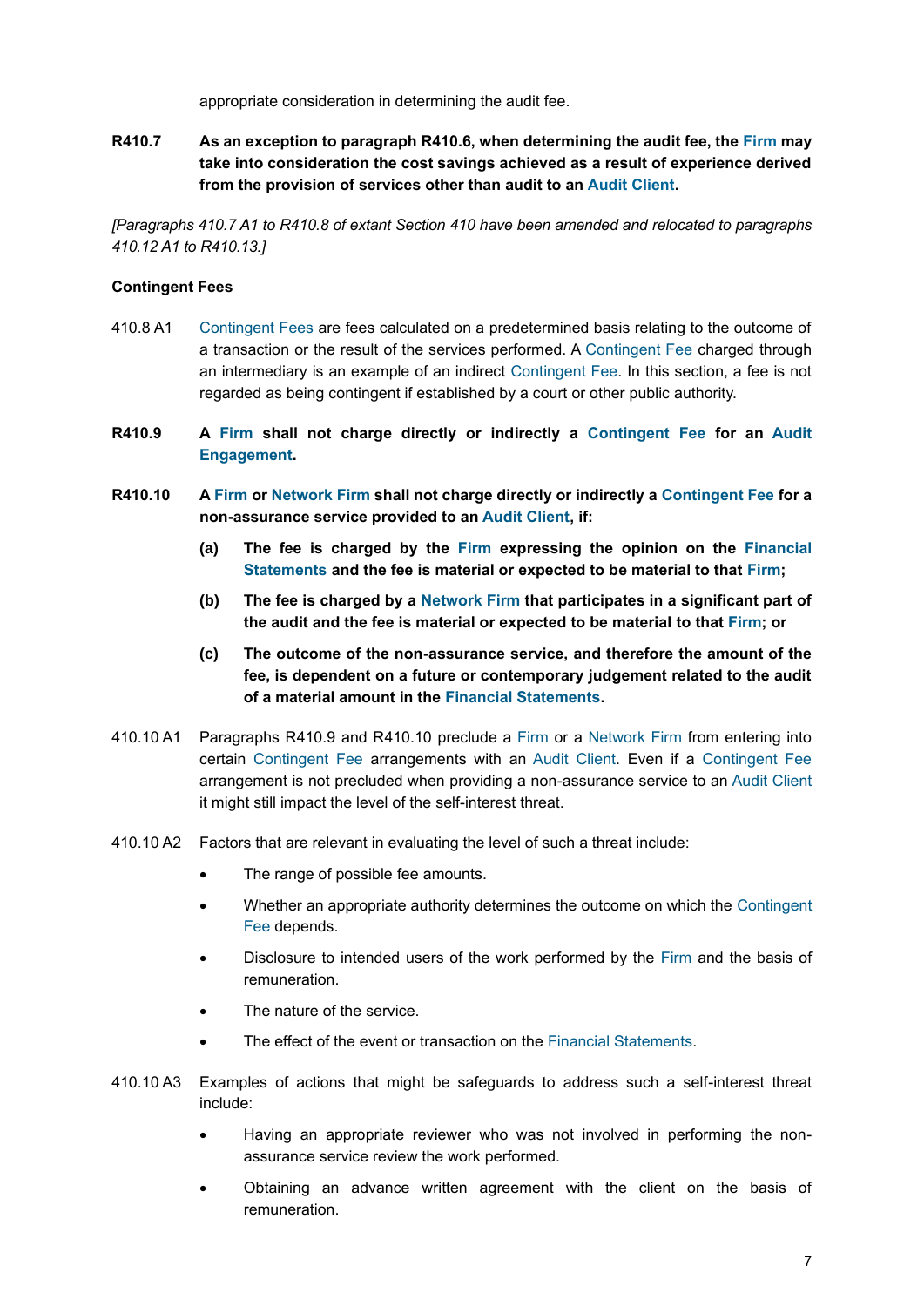appropriate consideration in determining the audit fee.

**R410.7** **As an exception to paragraph R410.6, when determining the audit fee, the Firm may take into consideration the cost savings achieved as a result of experience derived from the provision of services other than audit to an Audit Client.**

*[Paragraphs 410.7 A1 to R410.8 of extant Section 410 have been amended and relocated to paragraphs 410.12 A1 to R410.13.]*

**Contingent Fees**

410.8 A1 Contingent Fees are fees calculated on a predetermined basis relating to the outcome of a transaction or the result of the services performed. A Contingent Fee charged through an intermediary is an example of an indirect Contingent Fee. In this section, a fee is not regarded as being contingent if established by a court or other public authority.

**R410.9** **A Firm shall not charge directly or indirectly a Contingent Fee for an Audit Engagement.**

**R410.10** **A Firm or Network Firm shall not charge directly or indirectly a Contingent Fee for a non-assurance service provided to an Audit Client, if:**

**(a)** **The fee is charged by the Firm expressing the opinion on the Financial Statements and the fee is material or expected to be material to that Firm;**

**(b)** **The fee is charged by a Network Firm that participates in a significant part of the audit and the fee is material or expected to be material to that Firm; or**

**(c)** **The outcome of the non-assurance service, and therefore the amount of the fee, is dependent on a future or contemporary judgement related to the audit of a material amount in the Financial Statements.**

410.10 A1 Paragraphs R410.9 and R410.10 preclude a Firm or a Network Firm from entering into certain Contingent Fee arrangements with an Audit Client. Even if a Contingent Fee arrangement is not precluded when providing a non-assurance service to an Audit Client it might still impact the level of the self-interest threat.

410.10 A2 Factors that are relevant in evaluating the level of such a threat include:

- The range of possible fee amounts.
- Whether an appropriate authority determines the outcome on which the Contingent Fee depends.
- Disclosure to intended users of the work performed by the Firm and the basis of remuneration.
- The nature of the service.
- The effect of the event or transaction on the Financial Statements.

410.10 A3 Examples of actions that might be safeguards to address such a self-interest threat include:

- Having an appropriate reviewer who was not involved in performing the non-assurance service review the work performed.
- Obtaining an advance written agreement with the client on the basis of remuneration.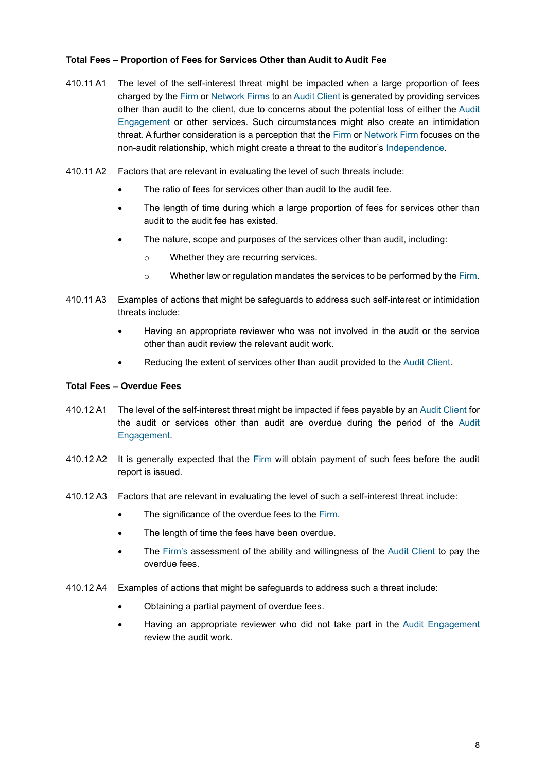**Total Fees – Proportion of Fees for Services Other than Audit to Audit Fee**

410.11 A1 The level of the self-interest threat might be impacted when a large proportion of fees charged by the Firm or Network Firms to an Audit Client is generated by providing services other than audit to the client, due to concerns about the potential loss of either the Audit Engagement or other services. Such circumstances might also create an intimidation threat. A further consideration is a perception that the Firm or Network Firm focuses on the non-audit relationship, which might create a threat to the auditor's Independence.

410.11 A2 Factors that are relevant in evaluating the level of such threats include:

- The ratio of fees for services other than audit to the audit fee.
- The length of time during which a large proportion of fees for services other than audit to the audit fee has existed.
- The nature, scope and purposes of the services other than audit, including:
  - Whether they are recurring services.
  - Whether law or regulation mandates the services to be performed by the Firm.

410.11 A3 Examples of actions that might be safeguards to address such self-interest or intimidation threats include:

- Having an appropriate reviewer who was not involved in the audit or the service other than audit review the relevant audit work.
- Reducing the extent of services other than audit provided to the Audit Client.

**Total Fees – Overdue Fees**

410.12 A1 The level of the self-interest threat might be impacted if fees payable by an Audit Client for the audit or services other than audit are overdue during the period of the Audit Engagement.

410.12 A2 It is generally expected that the Firm will obtain payment of such fees before the audit report is issued.

410.12 A3 Factors that are relevant in evaluating the level of such a self-interest threat include:

- The significance of the overdue fees to the Firm.
- The length of time the fees have been overdue.
- The Firm's assessment of the ability and willingness of the Audit Client to pay the overdue fees.

410.12 A4 Examples of actions that might be safeguards to address such a threat include:

- Obtaining a partial payment of overdue fees.
- Having an appropriate reviewer who did not take part in the Audit Engagement review the audit work.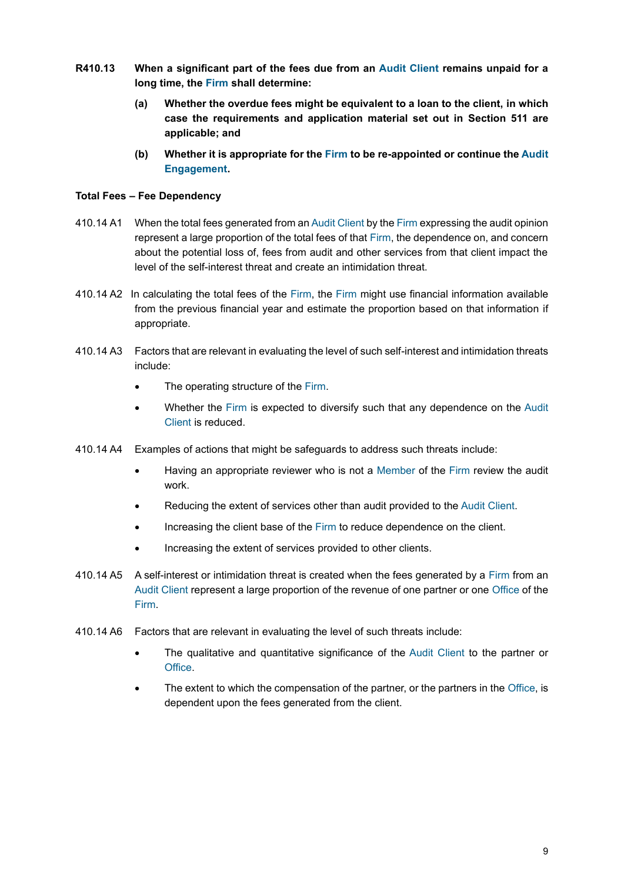**R410.13 When a significant part of the fees due from an Audit Client remains unpaid for a long time, the Firm shall determine:**

**(a) Whether the overdue fees might be equivalent to a loan to the client, in which case the requirements and application material set out in Section 511 are applicable; and**

**(b) Whether it is appropriate for the Firm to be re-appointed or continue the Audit Engagement.**

**Total Fees – Fee Dependency**

410.14 A1 When the total fees generated from an Audit Client by the Firm expressing the audit opinion represent a large proportion of the total fees of that Firm, the dependence on, and concern about the potential loss of, fees from audit and other services from that client impact the level of the self-interest threat and create an intimidation threat.

410.14 A2 In calculating the total fees of the Firm, the Firm might use financial information available from the previous financial year and estimate the proportion based on that information if appropriate.

410.14 A3 Factors that are relevant in evaluating the level of such self-interest and intimidation threats include:

- The operating structure of the Firm.
- Whether the Firm is expected to diversify such that any dependence on the Audit Client is reduced.

410.14 A4 Examples of actions that might be safeguards to address such threats include:

- Having an appropriate reviewer who is not a Member of the Firm review the audit work.
- Reducing the extent of services other than audit provided to the Audit Client.
- Increasing the client base of the Firm to reduce dependence on the client.
- Increasing the extent of services provided to other clients.

410.14 A5 A self-interest or intimidation threat is created when the fees generated by a Firm from an Audit Client represent a large proportion of the revenue of one partner or one Office of the Firm.

410.14 A6 Factors that are relevant in evaluating the level of such threats include:

- The qualitative and quantitative significance of the Audit Client to the partner or Office.
- The extent to which the compensation of the partner, or the partners in the Office, is dependent upon the fees generated from the client.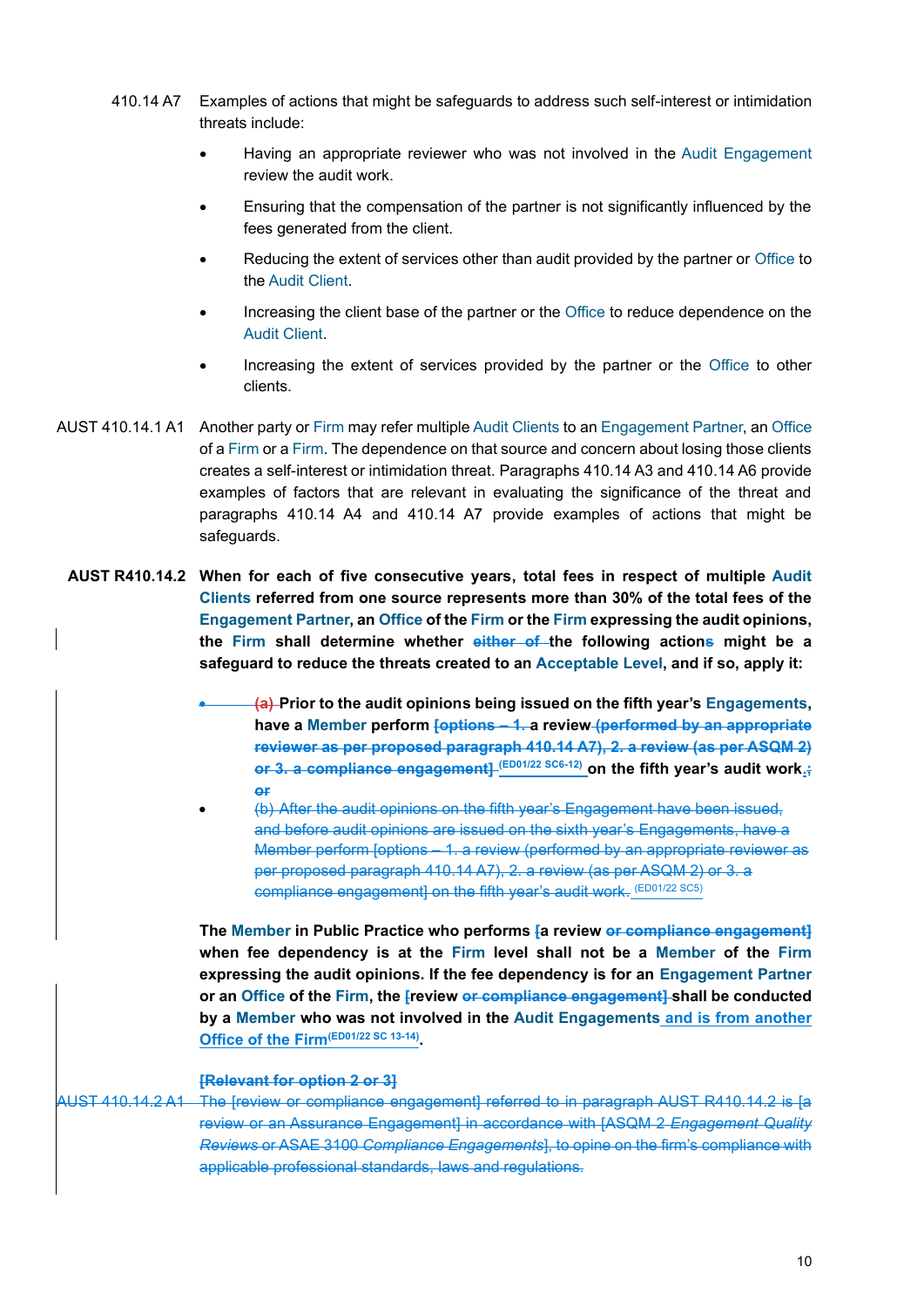410.14 A7 Examples of actions that might be safeguards to address such self-interest or intimidation threats include:

- Having an appropriate reviewer who was not involved in the Audit Engagement review the audit work.
- Ensuring that the compensation of the partner is not significantly influenced by the fees generated from the client.
- Reducing the extent of services other than audit provided by the partner or Office to the Audit Client.
- Increasing the client base of the partner or the Office to reduce dependence on the Audit Client.
- Increasing the extent of services provided by the partner or the Office to other clients.

AUST 410.14.1 A1 Another party or Firm may refer multiple Audit Clients to an Engagement Partner, an Office of a Firm or a Firm. The dependence on that source and concern about losing those clients creates a self-interest or intimidation threat. Paragraphs 410.14 A3 and 410.14 A6 provide examples of factors that are relevant in evaluating the significance of the threat and paragraphs 410.14 A4 and 410.14 A7 provide examples of actions that might be safeguards.

**AUST R410.14.2 When for each of five consecutive years, total fees in respect of multiple Audit Clients referred from one source represents more than 30% of the total fees of the Engagement Partner, an Office of the Firm or the Firm expressing the audit opinions, the Firm shall determine whether ~~either of~~ the following action~~s~~ might be a safeguard to reduce the threats created to an Acceptable Level, and if so, apply it:**

- ~~(a)~~ **Prior to the audit opinions being issued on the fifth year's Engagements, have a Member perform ~~[options – 1.~~ a review ~~(performed by an appropriate reviewer as per proposed paragraph 410.14 A7), 2. a review (as per ASQM 2) or 3. a compliance engagement]~~ (ED01/22 SC6-12) on the fifth year's audit work.~~; or~~**
- ~~(b) After the audit opinions on the fifth year's Engagement have been issued, and before audit opinions are issued on the sixth year's Engagements, have a Member perform [options – 1. a review (performed by an appropriate reviewer as per proposed paragraph 410.14 A7), 2. a review (as per ASQM 2) or 3. a compliance engagement] on the fifth year's audit work.~~ (ED01/22 SC5)

**The Member in Public Practice who performs ~~[~~a review ~~or compliance engagement]~~ when fee dependency is at the Firm level shall not be a Member of the Firm expressing the audit opinions. If the fee dependency is for an Engagement Partner or an Office of the Firm, the ~~[~~review ~~or compliance engagement]~~ shall be conducted by a Member who was not involved in the Audit Engagements and is from another Office of the Firm (ED01/22 SC 13-14).**

~~**[Relevant for option 2 or 3]**~~

~~AUST 410.14.2 A1 The [review or compliance engagement] referred to in paragraph AUST R410.14.2 is [a review or an Assurance Engagement] in accordance with [ASQM 2 *Engagement Quality Reviews* or ASAE 3100 *Compliance Engagements*], to opine on the firm's compliance with applicable professional standards, laws and regulations.~~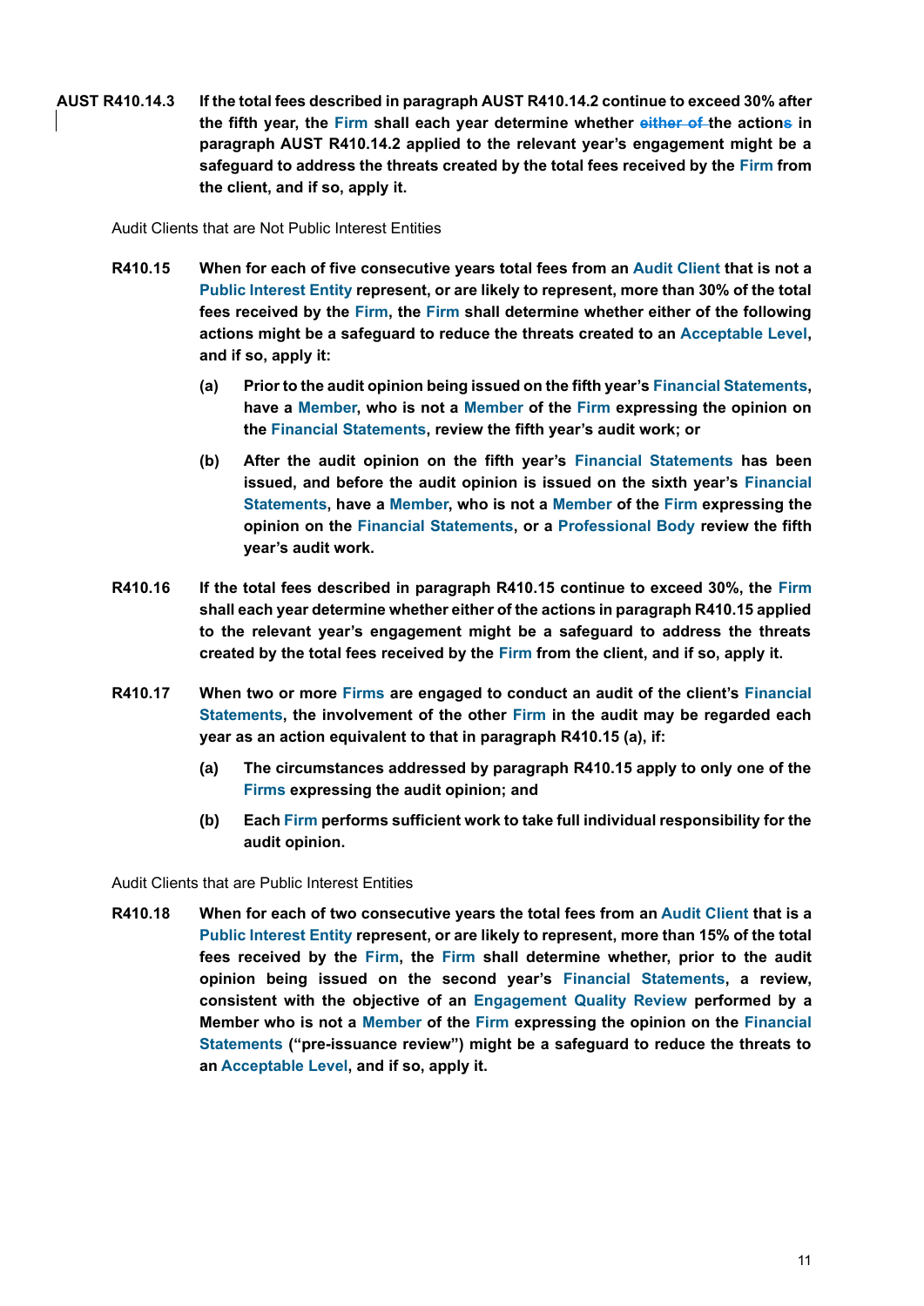**AUST R410.14.3** **If the total fees described in paragraph AUST R410.14.2 continue to exceed 30% after the fifth year, the Firm shall each year determine whether ~~either of~~ the actions in paragraph AUST R410.14.2 applied to the relevant year's engagement might be a safeguard to address the threats created by the total fees received by the Firm from the client, and if so, apply it.**

Audit Clients that are Not Public Interest Entities

**R410.15** **When for each of five consecutive years total fees from an Audit Client that is not a Public Interest Entity represent, or are likely to represent, more than 30% of the total fees received by the Firm, the Firm shall determine whether either of the following actions might be a safeguard to reduce the threats created to an Acceptable Level, and if so, apply it:**

**(a)** **Prior to the audit opinion being issued on the fifth year's Financial Statements, have a Member, who is not a Member of the Firm expressing the opinion on the Financial Statements, review the fifth year's audit work; or**

**(b)** **After the audit opinion on the fifth year's Financial Statements has been issued, and before the audit opinion is issued on the sixth year's Financial Statements, have a Member, who is not a Member of the Firm expressing the opinion on the Financial Statements, or a Professional Body review the fifth year's audit work.**

**R410.16** **If the total fees described in paragraph R410.15 continue to exceed 30%, the Firm shall each year determine whether either of the actions in paragraph R410.15 applied to the relevant year's engagement might be a safeguard to address the threats created by the total fees received by the Firm from the client, and if so, apply it.**

**R410.17** **When two or more Firms are engaged to conduct an audit of the client's Financial Statements, the involvement of the other Firm in the audit may be regarded each year as an action equivalent to that in paragraph R410.15 (a), if:**

**(a)** **The circumstances addressed by paragraph R410.15 apply to only one of the Firms expressing the audit opinion; and**

**(b)** **Each Firm performs sufficient work to take full individual responsibility for the audit opinion.**

Audit Clients that are Public Interest Entities

**R410.18** **When for each of two consecutive years the total fees from an Audit Client that is a Public Interest Entity represent, or are likely to represent, more than 15% of the total fees received by the Firm, the Firm shall determine whether, prior to the audit opinion being issued on the second year's Financial Statements, a review, consistent with the objective of an Engagement Quality Review performed by a Member who is not a Member of the Firm expressing the opinion on the Financial Statements ("pre-issuance review") might be a safeguard to reduce the threats to an Acceptable Level, and if so, apply it.**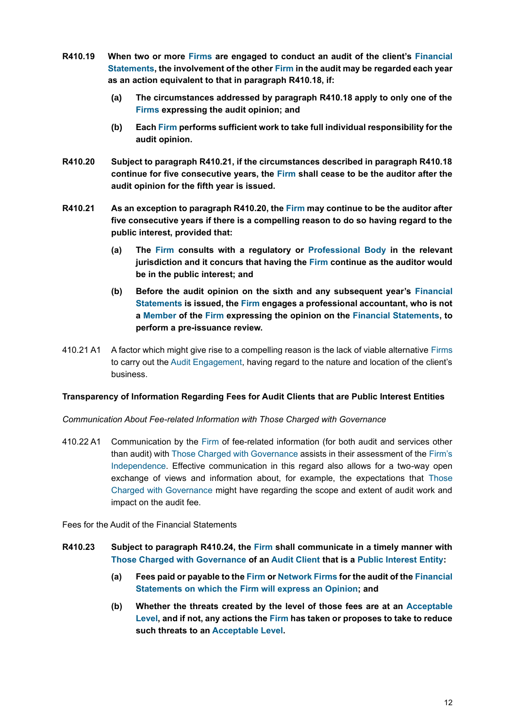**R410.19 When two or more Firms are engaged to conduct an audit of the client's Financial Statements, the involvement of the other Firm in the audit may be regarded each year as an action equivalent to that in paragraph R410.18, if:**

- **(a) The circumstances addressed by paragraph R410.18 apply to only one of the Firms expressing the audit opinion; and**
- **(b) Each Firm performs sufficient work to take full individual responsibility for the audit opinion.**

**R410.20 Subject to paragraph R410.21, if the circumstances described in paragraph R410.18 continue for five consecutive years, the Firm shall cease to be the auditor after the audit opinion for the fifth year is issued.**

**R410.21 As an exception to paragraph R410.20, the Firm may continue to be the auditor after five consecutive years if there is a compelling reason to do so having regard to the public interest, provided that:**

- **(a) The Firm consults with a regulatory or Professional Body in the relevant jurisdiction and it concurs that having the Firm continue as the auditor would be in the public interest; and**
- **(b) Before the audit opinion on the sixth and any subsequent year's Financial Statements is issued, the Firm engages a professional accountant, who is not a Member of the Firm expressing the opinion on the Financial Statements, to perform a pre-issuance review.**

410.21 A1 A factor which might give rise to a compelling reason is the lack of viable alternative Firms to carry out the Audit Engagement, having regard to the nature and location of the client's business.

**Transparency of Information Regarding Fees for Audit Clients that are Public Interest Entities**

*Communication About Fee-related Information with Those Charged with Governance*

410.22 A1 Communication by the Firm of fee-related information (for both audit and services other than audit) with Those Charged with Governance assists in their assessment of the Firm's Independence. Effective communication in this regard also allows for a two-way open exchange of views and information about, for example, the expectations that Those Charged with Governance might have regarding the scope and extent of audit work and impact on the audit fee.

Fees for the Audit of the Financial Statements

**R410.23 Subject to paragraph R410.24, the Firm shall communicate in a timely manner with Those Charged with Governance of an Audit Client that is a Public Interest Entity:**

- **(a) Fees paid or payable to the Firm or Network Firms for the audit of the Financial Statements on which the Firm will express an Opinion; and**
- **(b) Whether the threats created by the level of those fees are at an Acceptable Level, and if not, any actions the Firm has taken or proposes to take to reduce such threats to an Acceptable Level.**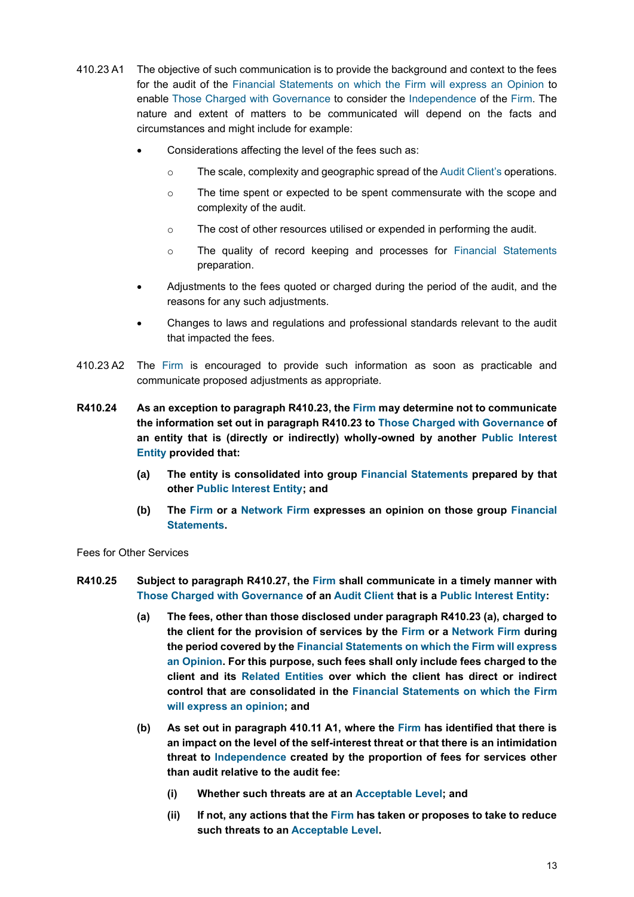410.23 A1 The objective of such communication is to provide the background and context to the fees for the audit of the Financial Statements on which the Firm will express an Opinion to enable Those Charged with Governance to consider the Independence of the Firm. The nature and extent of matters to be communicated will depend on the facts and circumstances and might include for example:

- Considerations affecting the level of the fees such as:
  - The scale, complexity and geographic spread of the Audit Client's operations.
  - The time spent or expected to be spent commensurate with the scope and complexity of the audit.
  - The cost of other resources utilised or expended in performing the audit.
  - The quality of record keeping and processes for Financial Statements preparation.
- Adjustments to the fees quoted or charged during the period of the audit, and the reasons for any such adjustments.
- Changes to laws and regulations and professional standards relevant to the audit that impacted the fees.

410.23 A2 The Firm is encouraged to provide such information as soon as practicable and communicate proposed adjustments as appropriate.

**R410.24 As an exception to paragraph R410.23, the Firm may determine not to communicate the information set out in paragraph R410.23 to Those Charged with Governance of an entity that is (directly or indirectly) wholly-owned by another Public Interest Entity provided that:**

**(a) The entity is consolidated into group Financial Statements prepared by that other Public Interest Entity; and**

**(b) The Firm or a Network Firm expresses an opinion on those group Financial Statements.**

Fees for Other Services

**R410.25 Subject to paragraph R410.27, the Firm shall communicate in a timely manner with Those Charged with Governance of an Audit Client that is a Public Interest Entity:**

**(a) The fees, other than those disclosed under paragraph R410.23 (a), charged to the client for the provision of services by the Firm or a Network Firm during the period covered by the Financial Statements on which the Firm will express an Opinion. For this purpose, such fees shall only include fees charged to the client and its Related Entities over which the client has direct or indirect control that are consolidated in the Financial Statements on which the Firm will express an opinion; and**

**(b) As set out in paragraph 410.11 A1, where the Firm has identified that there is an impact on the level of the self-interest threat or that there is an intimidation threat to Independence created by the proportion of fees for services other than audit relative to the audit fee:**

**(i) Whether such threats are at an Acceptable Level; and**

**(ii) If not, any actions that the Firm has taken or proposes to take to reduce such threats to an Acceptable Level.**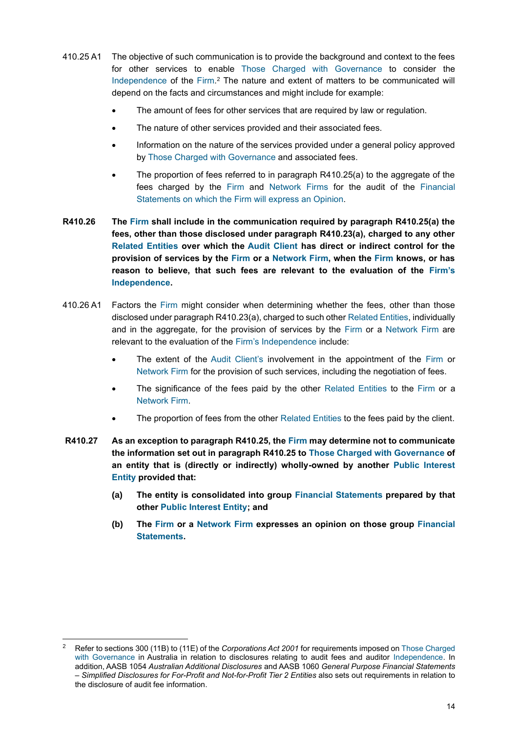410.25 A1 The objective of such communication is to provide the background and context to the fees for other services to enable Those Charged with Governance to consider the Independence of the Firm.[2] The nature and extent of matters to be communicated will depend on the facts and circumstances and might include for example:

- The amount of fees for other services that are required by law or regulation.
- The nature of other services provided and their associated fees.
- Information on the nature of the services provided under a general policy approved by Those Charged with Governance and associated fees.
- The proportion of fees referred to in paragraph R410.25(a) to the aggregate of the fees charged by the Firm and Network Firms for the audit of the Financial Statements on which the Firm will express an Opinion.

**R410.26 The Firm shall include in the communication required by paragraph R410.25(a) the fees, other than those disclosed under paragraph R410.23(a), charged to any other Related Entities over which the Audit Client has direct or indirect control for the provision of services by the Firm or a Network Firm, when the Firm knows, or has reason to believe, that such fees are relevant to the evaluation of the Firm's Independence.**

410.26 A1 Factors the Firm might consider when determining whether the fees, other than those disclosed under paragraph R410.23(a), charged to such other Related Entities, individually and in the aggregate, for the provision of services by the Firm or a Network Firm are relevant to the evaluation of the Firm's Independence include:

- The extent of the Audit Client's involvement in the appointment of the Firm or Network Firm for the provision of such services, including the negotiation of fees.
- The significance of the fees paid by the other Related Entities to the Firm or a Network Firm.
- The proportion of fees from the other Related Entities to the fees paid by the client.

**R410.27 As an exception to paragraph R410.25, the Firm may determine not to communicate the information set out in paragraph R410.25 to Those Charged with Governance of an entity that is (directly or indirectly) wholly-owned by another Public Interest Entity provided that:**

**(a) The entity is consolidated into group Financial Statements prepared by that other Public Interest Entity; and**

**(b) The Firm or a Network Firm expresses an opinion on those group Financial Statements.**

---

[2] Refer to sections 300 (11B) to (11E) of the *Corporations Act 2001* for requirements imposed on Those Charged with Governance in Australia in relation to disclosures relating to audit fees and auditor Independence. In addition, AASB 1054 *Australian Additional Disclosures* and AASB 1060 *General Purpose Financial Statements – Simplified Disclosures for For-Profit and Not-for-Profit Tier 2 Entities* also sets out requirements in relation to the disclosure of audit fee information.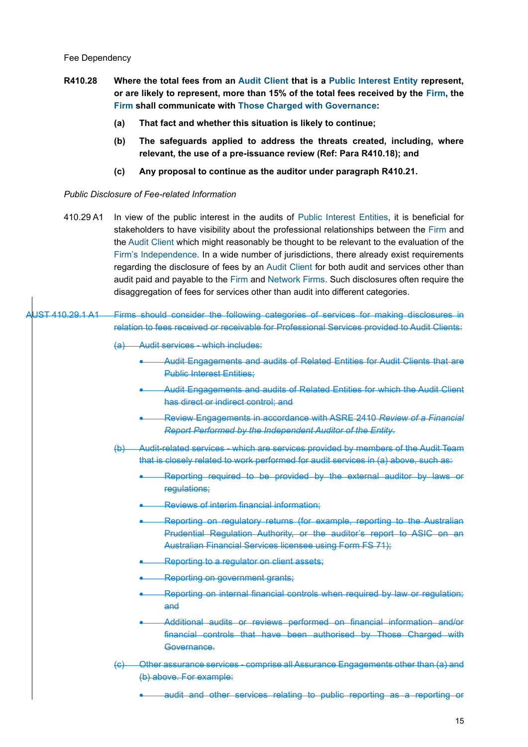Fee Dependency

**R410.28 Where the total fees from an Audit Client that is a Public Interest Entity represent, or are likely to represent, more than 15% of the total fees received by the Firm, the Firm shall communicate with Those Charged with Governance:**

**(a) That fact and whether this situation is likely to continue;**

**(b) The safeguards applied to address the threats created, including, where relevant, the use of a pre-issuance review (Ref: Para R410.18); and**

**(c) Any proposal to continue as the auditor under paragraph R410.21.**

*Public Disclosure of Fee-related Information*

410.29 A1 In view of the public interest in the audits of Public Interest Entities, it is beneficial for stakeholders to have visibility about the professional relationships between the Firm and the Audit Client which might reasonably be thought to be relevant to the evaluation of the Firm's Independence. In a wide number of jurisdictions, there already exist requirements regarding the disclosure of fees by an Audit Client for both audit and services other than audit paid and payable to the Firm and Network Firms. Such disclosures often require the disaggregation of fees for services other than audit into different categories.

~~AUST 410.29.1 A1 Firms should consider the following categories of services for making disclosures in relation to fees received or receivable for Professional Services provided to Audit Clients:~~

~~(a) Audit services - which includes:~~

- ~~Audit Engagements and audits of Related Entities for Audit Clients that are Public Interest Entities;~~
- ~~Audit Engagements and audits of Related Entities for which the Audit Client has direct or indirect control; and~~
- ~~Review Engagements in accordance with ASRE 2410 *Review of a Financial Report Performed by the Independent Auditor of the Entity*.~~

~~(b) Audit-related services - which are services provided by members of the Audit Team that is closely related to work performed for audit services in (a) above, such as:~~

- ~~Reporting required to be provided by the external auditor by laws or regulations;~~
- ~~Reviews of interim financial information;~~
- ~~Reporting on regulatory returns (for example, reporting to the Australian Prudential Regulation Authority, or the auditor's report to ASIC on an Australian Financial Services licensee using Form FS 71);~~
- ~~Reporting to a regulator on client assets;~~
- ~~Reporting on government grants;~~
- ~~Reporting on internal financial controls when required by law or regulation; and~~
- ~~Additional audits or reviews performed on financial information and/or financial controls that have been authorised by Those Charged with Governance.~~

~~(c) Other assurance services - comprise all Assurance Engagements other than (a) and (b) above. For example:~~

- ~~audit and other services relating to public reporting as a reporting or~~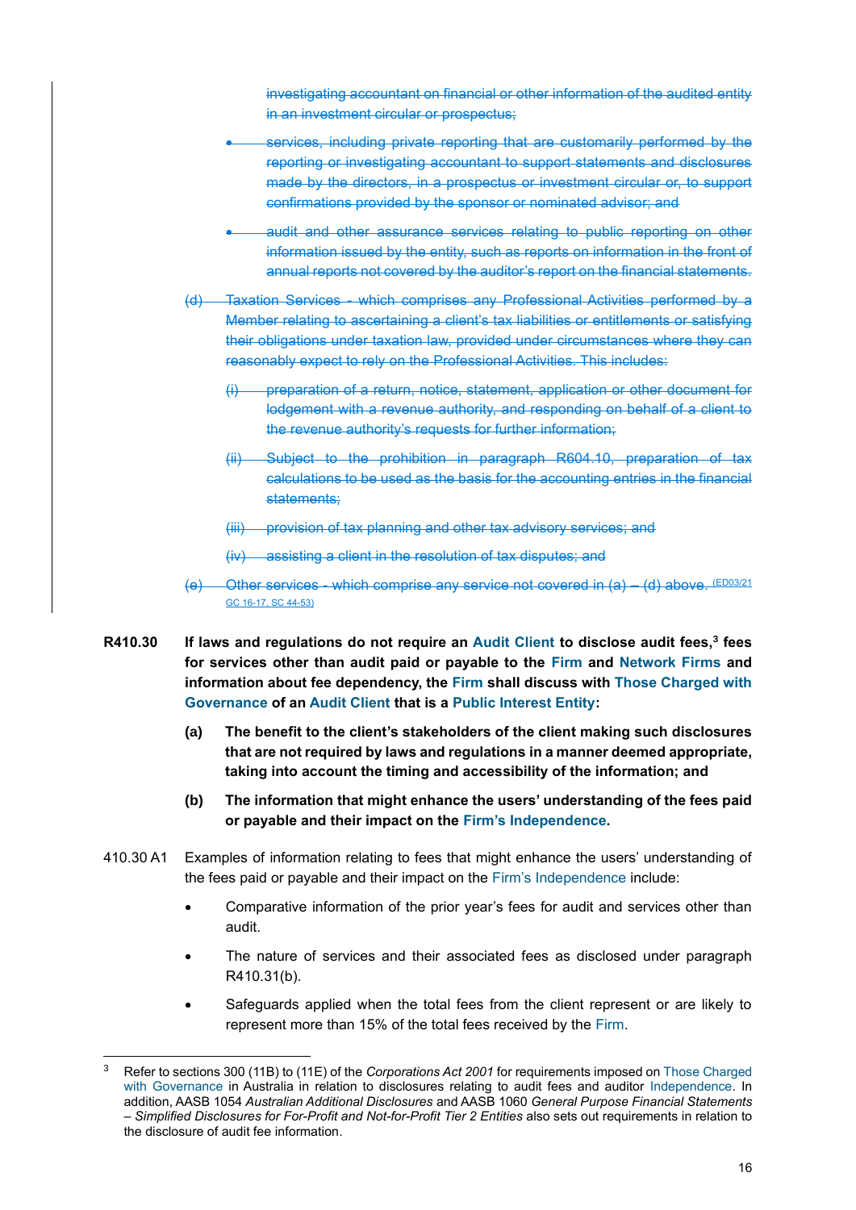~~investigating accountant on financial or other information of the audited entity in an investment circular or prospectus;~~

- ~~services, including private reporting that are customarily performed by the reporting or investigating accountant to support statements and disclosures made by the directors, in a prospectus or investment circular or, to support confirmations provided by the sponsor or nominated advisor; and~~
- ~~audit and other assurance services relating to public reporting on other information issued by the entity, such as reports on information in the front of annual reports not covered by the auditor's report on the financial statements.~~

~~(d) Taxation Services - which comprises any Professional Activities performed by a Member relating to ascertaining a client's tax liabilities or entitlements or satisfying their obligations under taxation law, provided under circumstances where they can reasonably expect to rely on the Professional Activities. This includes:~~

~~(i) preparation of a return, notice, statement, application or other document for lodgement with a revenue authority, and responding on behalf of a client to the revenue authority's requests for further information;~~

~~(ii) Subject to the prohibition in paragraph R604.10, preparation of tax calculations to be used as the basis for the accounting entries in the financial statements;~~

~~(iii) provision of tax planning and other tax advisory services; and~~

~~(iv) assisting a client in the resolution of tax disputes; and~~

~~(e) Other services - which comprise any service not covered in (a) – (d) above.~~ ~~(ED03/21 GC 16-17, SC 44-53)~~

**R410.30 If laws and regulations do not require an Audit Client to disclose audit fees,[3] fees for services other than audit paid or payable to the Firm and Network Firms and information about fee dependency, the Firm shall discuss with Those Charged with Governance of an Audit Client that is a Public Interest Entity:**

**(a) The benefit to the client's stakeholders of the client making such disclosures that are not required by laws and regulations in a manner deemed appropriate, taking into account the timing and accessibility of the information; and**

**(b) The information that might enhance the users' understanding of the fees paid or payable and their impact on the Firm's Independence.**

410.30 A1 Examples of information relating to fees that might enhance the users' understanding of the fees paid or payable and their impact on the Firm's Independence include:

- Comparative information of the prior year's fees for audit and services other than audit.
- The nature of services and their associated fees as disclosed under paragraph R410.31(b).
- Safeguards applied when the total fees from the client represent or are likely to represent more than 15% of the total fees received by the Firm.

---

[3] Refer to sections 300 (11B) to (11E) of the *Corporations Act 2001* for requirements imposed on Those Charged with Governance in Australia in relation to disclosures relating to audit fees and auditor Independence. In addition, AASB 1054 *Australian Additional Disclosures* and AASB 1060 *General Purpose Financial Statements – Simplified Disclosures for For-Profit and Not-for-Profit Tier 2 Entities* also sets out requirements in relation to the disclosure of audit fee information.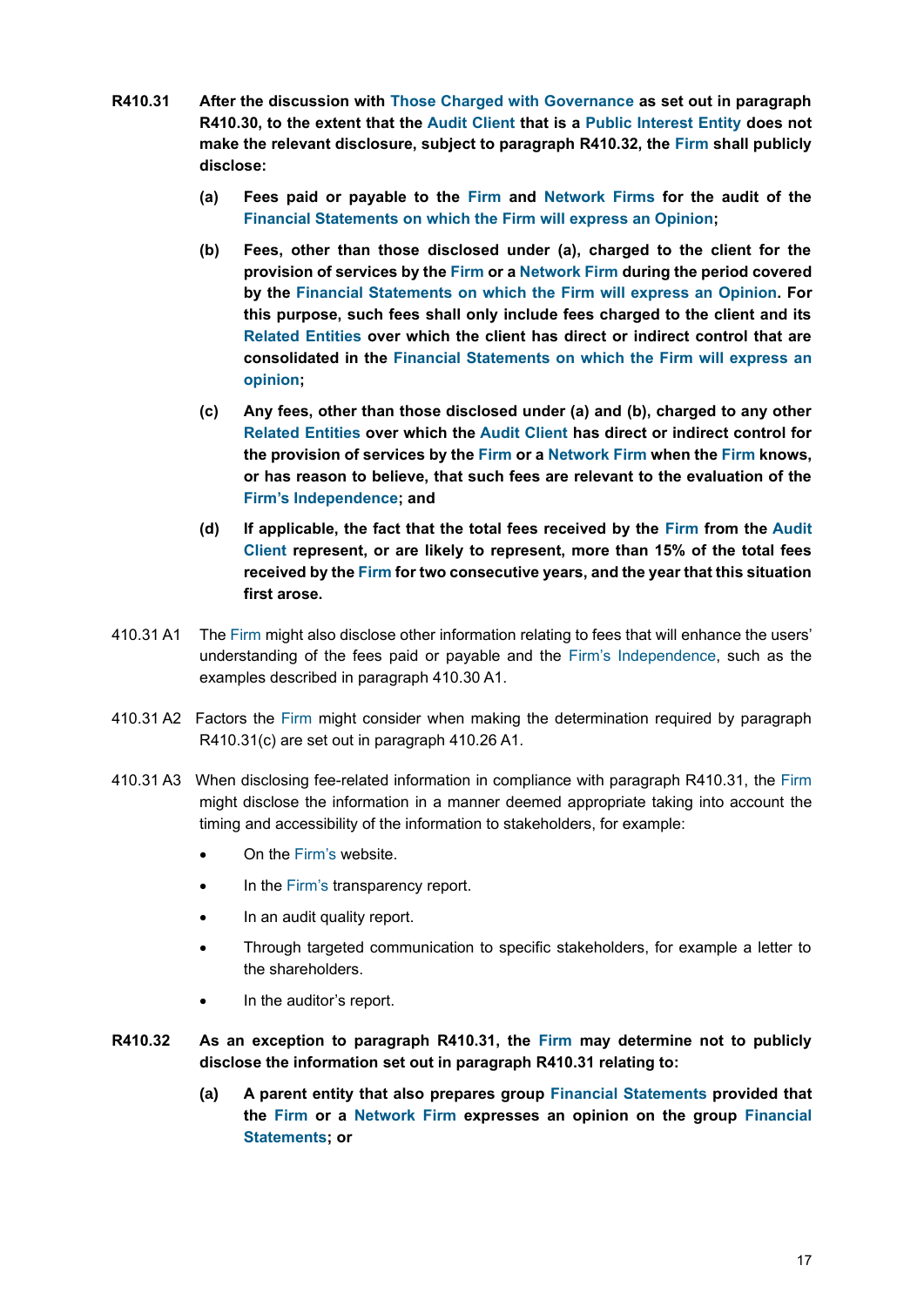**R410.31** **After the discussion with Those Charged with Governance as set out in paragraph R410.30, to the extent that the Audit Client that is a Public Interest Entity does not make the relevant disclosure, subject to paragraph R410.32, the Firm shall publicly disclose:**

- **(a)** **Fees paid or payable to the Firm and Network Firms for the audit of the Financial Statements on which the Firm will express an Opinion;**
- **(b)** **Fees, other than those disclosed under (a), charged to the client for the provision of services by the Firm or a Network Firm during the period covered by the Financial Statements on which the Firm will express an Opinion. For this purpose, such fees shall only include fees charged to the client and its Related Entities over which the client has direct or indirect control that are consolidated in the Financial Statements on which the Firm will express an opinion;**
- **(c)** **Any fees, other than those disclosed under (a) and (b), charged to any other Related Entities over which the Audit Client has direct or indirect control for the provision of services by the Firm or a Network Firm when the Firm knows, or has reason to believe, that such fees are relevant to the evaluation of the Firm's Independence; and**
- **(d)** **If applicable, the fact that the total fees received by the Firm from the Audit Client represent, or are likely to represent, more than 15% of the total fees received by the Firm for two consecutive years, and the year that this situation first arose.**

410.31 A1 The Firm might also disclose other information relating to fees that will enhance the users' understanding of the fees paid or payable and the Firm's Independence, such as the examples described in paragraph 410.30 A1.

410.31 A2 Factors the Firm might consider when making the determination required by paragraph R410.31(c) are set out in paragraph 410.26 A1.

410.31 A3 When disclosing fee-related information in compliance with paragraph R410.31, the Firm might disclose the information in a manner deemed appropriate taking into account the timing and accessibility of the information to stakeholders, for example:

- On the Firm's website.
- In the Firm's transparency report.
- In an audit quality report.
- Through targeted communication to specific stakeholders, for example a letter to the shareholders.
- In the auditor's report.

**R410.32** **As an exception to paragraph R410.31, the Firm may determine not to publicly disclose the information set out in paragraph R410.31 relating to:**

- **(a)** **A parent entity that also prepares group Financial Statements provided that the Firm or a Network Firm expresses an opinion on the group Financial Statements; or**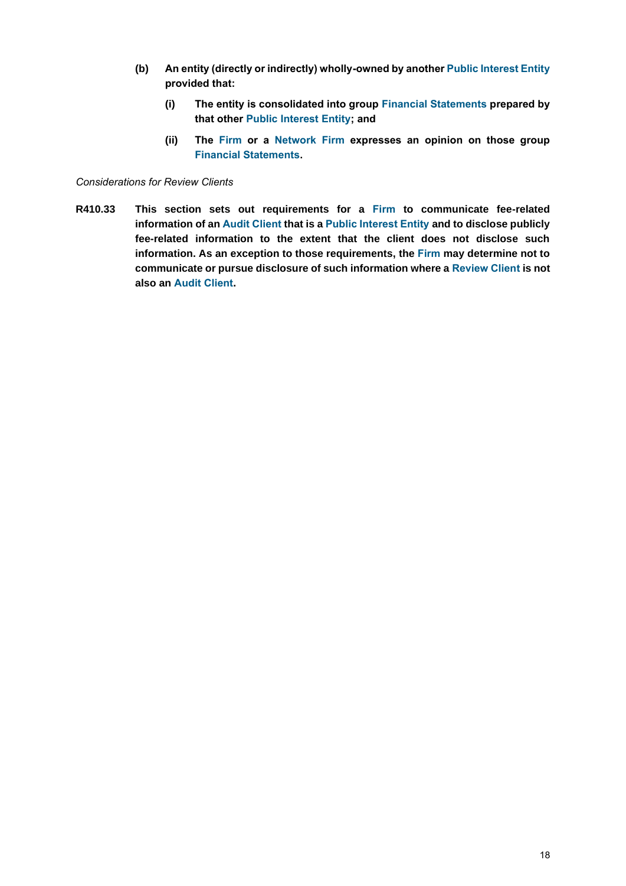**(b) An entity (directly or indirectly) wholly-owned by another Public Interest Entity provided that:**

**(i) The entity is consolidated into group Financial Statements prepared by that other Public Interest Entity; and**

**(ii) The Firm or a Network Firm expresses an opinion on those group Financial Statements.**

*Considerations for Review Clients*

**R410.33 This section sets out requirements for a Firm to communicate fee-related information of an Audit Client that is a Public Interest Entity and to disclose publicly fee-related information to the extent that the client does not disclose such information. As an exception to those requirements, the Firm may determine not to communicate or pursue disclosure of such information where a Review Client is not also an Audit Client.**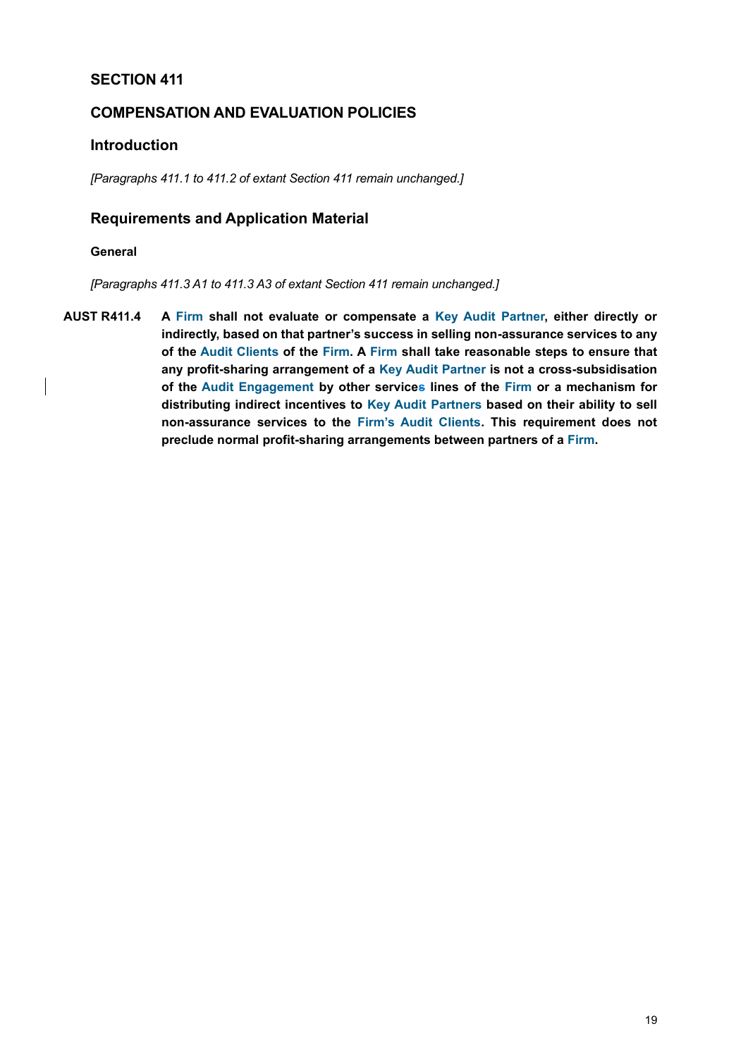## SECTION 411

## COMPENSATION AND EVALUATION POLICIES

### Introduction

*[Paragraphs 411.1 to 411.2 of extant Section 411 remain unchanged.]*

### Requirements and Application Material

#### General

*[Paragraphs 411.3 A1 to 411.3 A3 of extant Section 411 remain unchanged.]*

**AUST R411.4** **A Firm shall not evaluate or compensate a Key Audit Partner, either directly or indirectly, based on that partner's success in selling non-assurance services to any of the Audit Clients of the Firm. A Firm shall take reasonable steps to ensure that any profit-sharing arrangement of a Key Audit Partner is not a cross-subsidisation of the Audit Engagement by other services lines of the Firm or a mechanism for distributing indirect incentives to Key Audit Partners based on their ability to sell non-assurance services to the Firm's Audit Clients. This requirement does not preclude normal profit-sharing arrangements between partners of a Firm.**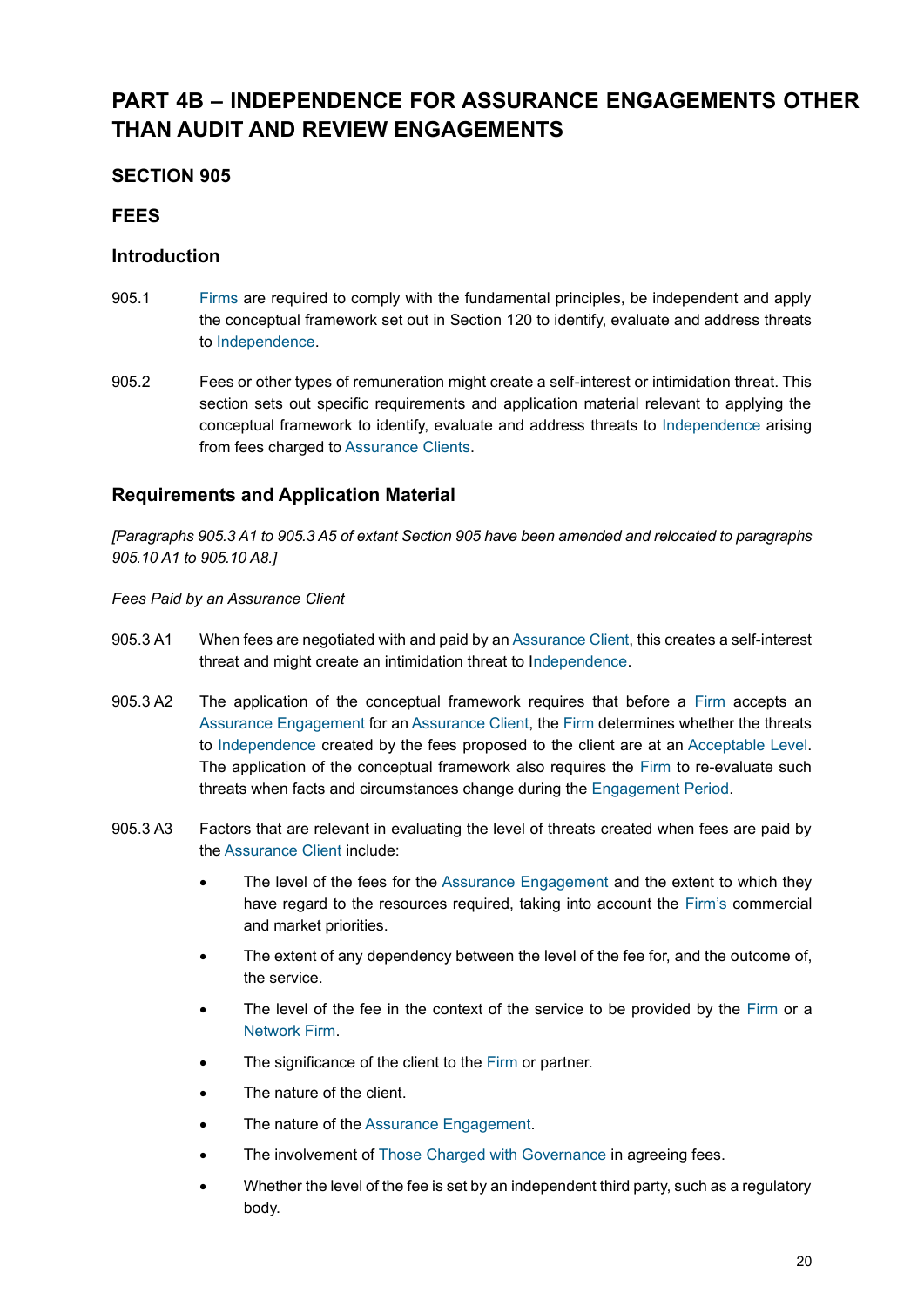# PART 4B – INDEPENDENCE FOR ASSURANCE ENGAGEMENTS OTHER THAN AUDIT AND REVIEW ENGAGEMENTS

## SECTION 905

## FEES

### Introduction

905.1 Firms are required to comply with the fundamental principles, be independent and apply the conceptual framework set out in Section 120 to identify, evaluate and address threats to Independence.

905.2 Fees or other types of remuneration might create a self-interest or intimidation threat. This section sets out specific requirements and application material relevant to applying the conceptual framework to identify, evaluate and address threats to Independence arising from fees charged to Assurance Clients.

### Requirements and Application Material

*[Paragraphs 905.3 A1 to 905.3 A5 of extant Section 905 have been amended and relocated to paragraphs 905.10 A1 to 905.10 A8.]*

*Fees Paid by an Assurance Client*

905.3 A1 When fees are negotiated with and paid by an Assurance Client, this creates a self-interest threat and might create an intimidation threat to Independence.

905.3 A2 The application of the conceptual framework requires that before a Firm accepts an Assurance Engagement for an Assurance Client, the Firm determines whether the threats to Independence created by the fees proposed to the client are at an Acceptable Level. The application of the conceptual framework also requires the Firm to re-evaluate such threats when facts and circumstances change during the Engagement Period.

905.3 A3 Factors that are relevant in evaluating the level of threats created when fees are paid by the Assurance Client include:

- The level of the fees for the Assurance Engagement and the extent to which they have regard to the resources required, taking into account the Firm's commercial and market priorities.
- The extent of any dependency between the level of the fee for, and the outcome of, the service.
- The level of the fee in the context of the service to be provided by the Firm or a Network Firm.
- The significance of the client to the Firm or partner.
- The nature of the client.
- The nature of the Assurance Engagement.
- The involvement of Those Charged with Governance in agreeing fees.
- Whether the level of the fee is set by an independent third party, such as a regulatory body.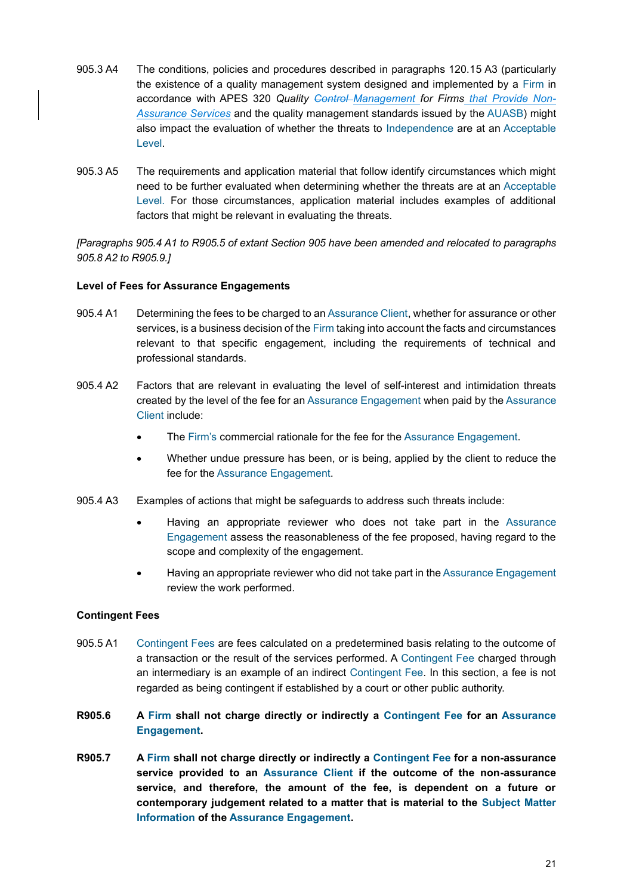905.3 A4 The conditions, policies and procedures described in paragraphs 120.15 A3 (particularly the existence of a quality management system designed and implemented by a Firm in accordance with APES 320 *Quality ~~Control~~ Management for Firms that Provide Non-Assurance Services* and the quality management standards issued by the AUASB) might also impact the evaluation of whether the threats to Independence are at an Acceptable Level.

905.3 A5 The requirements and application material that follow identify circumstances which might need to be further evaluated when determining whether the threats are at an Acceptable Level. For those circumstances, application material includes examples of additional factors that might be relevant in evaluating the threats.

*[Paragraphs 905.4 A1 to R905.5 of extant Section 905 have been amended and relocated to paragraphs 905.8 A2 to R905.9.]*

**Level of Fees for Assurance Engagements**

905.4 A1 Determining the fees to be charged to an Assurance Client, whether for assurance or other services, is a business decision of the Firm taking into account the facts and circumstances relevant to that specific engagement, including the requirements of technical and professional standards.

905.4 A2 Factors that are relevant in evaluating the level of self-interest and intimidation threats created by the level of the fee for an Assurance Engagement when paid by the Assurance Client include:

- The Firm's commercial rationale for the fee for the Assurance Engagement.
- Whether undue pressure has been, or is being, applied by the client to reduce the fee for the Assurance Engagement.

905.4 A3 Examples of actions that might be safeguards to address such threats include:

- Having an appropriate reviewer who does not take part in the Assurance Engagement assess the reasonableness of the fee proposed, having regard to the scope and complexity of the engagement.
- Having an appropriate reviewer who did not take part in the Assurance Engagement review the work performed.

**Contingent Fees**

905.5 A1 Contingent Fees are fees calculated on a predetermined basis relating to the outcome of a transaction or the result of the services performed. A Contingent Fee charged through an intermediary is an example of an indirect Contingent Fee. In this section, a fee is not regarded as being contingent if established by a court or other public authority.

**R905.6 A Firm shall not charge directly or indirectly a Contingent Fee for an Assurance Engagement.**

**R905.7 A Firm shall not charge directly or indirectly a Contingent Fee for a non-assurance service provided to an Assurance Client if the outcome of the non-assurance service, and therefore, the amount of the fee, is dependent on a future or contemporary judgement related to a matter that is material to the Subject Matter Information of the Assurance Engagement.**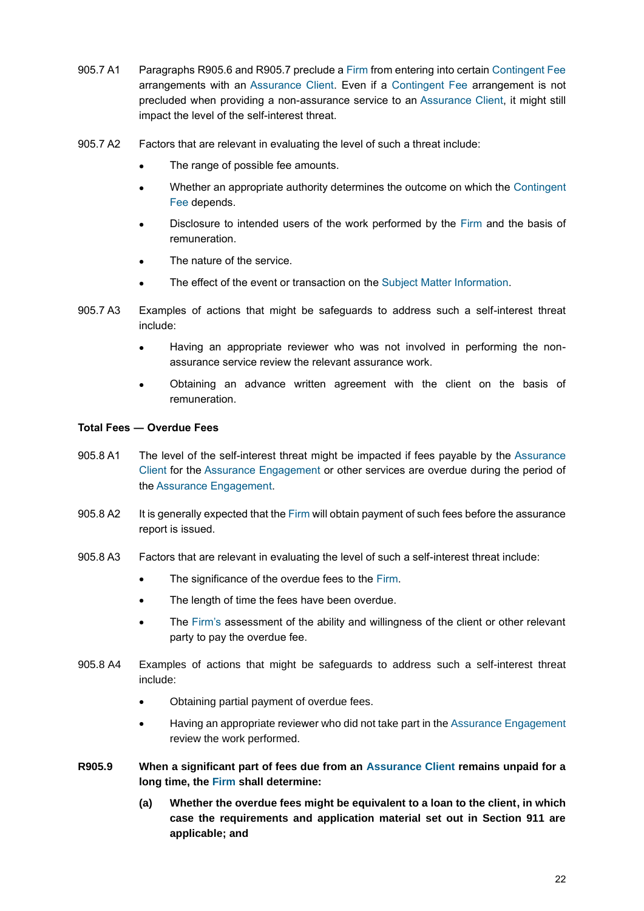905.7 A1 Paragraphs R905.6 and R905.7 preclude a Firm from entering into certain Contingent Fee arrangements with an Assurance Client. Even if a Contingent Fee arrangement is not precluded when providing a non-assurance service to an Assurance Client, it might still impact the level of the self-interest threat.

905.7 A2 Factors that are relevant in evaluating the level of such a threat include:

- The range of possible fee amounts.
- Whether an appropriate authority determines the outcome on which the Contingent Fee depends.
- Disclosure to intended users of the work performed by the Firm and the basis of remuneration.
- The nature of the service.
- The effect of the event or transaction on the Subject Matter Information.

905.7 A3 Examples of actions that might be safeguards to address such a self-interest threat include:

- Having an appropriate reviewer who was not involved in performing the non-assurance service review the relevant assurance work.
- Obtaining an advance written agreement with the client on the basis of remuneration.

**Total Fees — Overdue Fees**

905.8 A1 The level of the self-interest threat might be impacted if fees payable by the Assurance Client for the Assurance Engagement or other services are overdue during the period of the Assurance Engagement.

905.8 A2 It is generally expected that the Firm will obtain payment of such fees before the assurance report is issued.

905.8 A3 Factors that are relevant in evaluating the level of such a self-interest threat include:

- The significance of the overdue fees to the Firm.
- The length of time the fees have been overdue.
- The Firm's assessment of the ability and willingness of the client or other relevant party to pay the overdue fee.

905.8 A4 Examples of actions that might be safeguards to address such a self-interest threat include:

- Obtaining partial payment of overdue fees.
- Having an appropriate reviewer who did not take part in the Assurance Engagement review the work performed.

**R905.9 When a significant part of fees due from an Assurance Client remains unpaid for a long time, the Firm shall determine:**

**(a) Whether the overdue fees might be equivalent to a loan to the client, in which case the requirements and application material set out in Section 911 are applicable; and**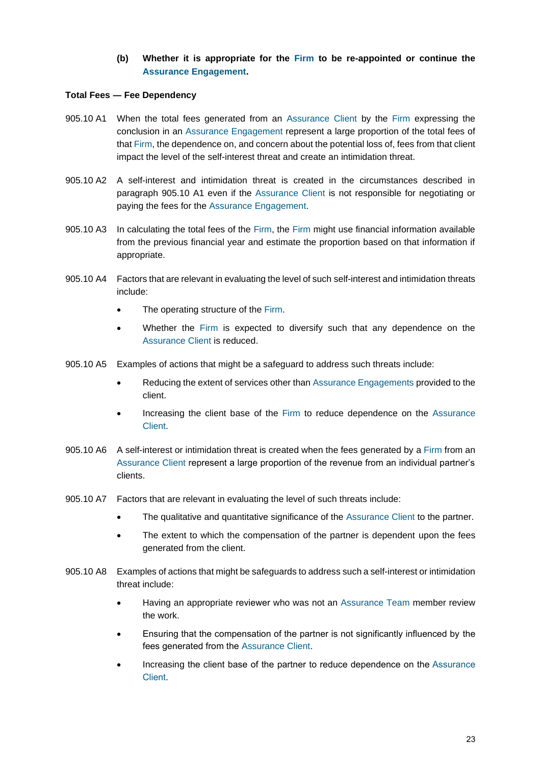**(b) Whether it is appropriate for the Firm to be re-appointed or continue the Assurance Engagement.**

**Total Fees — Fee Dependency**

905.10 A1 When the total fees generated from an Assurance Client by the Firm expressing the conclusion in an Assurance Engagement represent a large proportion of the total fees of that Firm, the dependence on, and concern about the potential loss of, fees from that client impact the level of the self-interest threat and create an intimidation threat.

905.10 A2 A self-interest and intimidation threat is created in the circumstances described in paragraph 905.10 A1 even if the Assurance Client is not responsible for negotiating or paying the fees for the Assurance Engagement.

905.10 A3 In calculating the total fees of the Firm, the Firm might use financial information available from the previous financial year and estimate the proportion based on that information if appropriate.

905.10 A4 Factors that are relevant in evaluating the level of such self-interest and intimidation threats include:

- The operating structure of the Firm.
- Whether the Firm is expected to diversify such that any dependence on the Assurance Client is reduced.

905.10 A5 Examples of actions that might be a safeguard to address such threats include:

- Reducing the extent of services other than Assurance Engagements provided to the client.
- Increasing the client base of the Firm to reduce dependence on the Assurance Client.

905.10 A6 A self-interest or intimidation threat is created when the fees generated by a Firm from an Assurance Client represent a large proportion of the revenue from an individual partner's clients.

905.10 A7 Factors that are relevant in evaluating the level of such threats include:

- The qualitative and quantitative significance of the Assurance Client to the partner.
- The extent to which the compensation of the partner is dependent upon the fees generated from the client.

905.10 A8 Examples of actions that might be safeguards to address such a self-interest or intimidation threat include:

- Having an appropriate reviewer who was not an Assurance Team member review the work.
- Ensuring that the compensation of the partner is not significantly influenced by the fees generated from the Assurance Client.
- Increasing the client base of the partner to reduce dependence on the Assurance Client.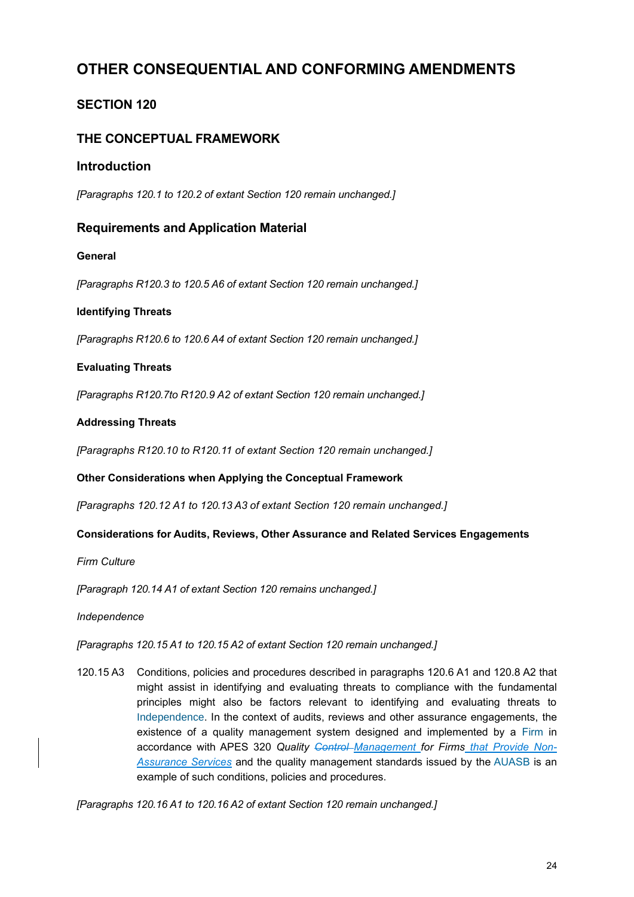# OTHER CONSEQUENTIAL AND CONFORMING AMENDMENTS

## SECTION 120

## THE CONCEPTUAL FRAMEWORK

### Introduction

*[Paragraphs 120.1 to 120.2 of extant Section 120 remain unchanged.]*

### Requirements and Application Material

**General**

*[Paragraphs R120.3 to 120.5 A6 of extant Section 120 remain unchanged.]*

**Identifying Threats**

*[Paragraphs R120.6 to 120.6 A4 of extant Section 120 remain unchanged.]*

**Evaluating Threats**

*[Paragraphs R120.7to R120.9 A2 of extant Section 120 remain unchanged.]*

**Addressing Threats**

*[Paragraphs R120.10 to R120.11 of extant Section 120 remain unchanged.]*

**Other Considerations when Applying the Conceptual Framework**

*[Paragraphs 120.12 A1 to 120.13 A3 of extant Section 120 remain unchanged.]*

**Considerations for Audits, Reviews, Other Assurance and Related Services Engagements**

*Firm Culture*

*[Paragraph 120.14 A1 of extant Section 120 remains unchanged.]*

*Independence*

*[Paragraphs 120.15 A1 to 120.15 A2 of extant Section 120 remain unchanged.]*

120.15 A3 Conditions, policies and procedures described in paragraphs 120.6 A1 and 120.8 A2 that might assist in identifying and evaluating threats to compliance with the fundamental principles might also be factors relevant to identifying and evaluating threats to Independence. In the context of audits, reviews and other assurance engagements, the existence of a quality management system designed and implemented by a Firm in accordance with APES 320 *Quality ~~Control~~ Management for Firms that Provide Non-Assurance Services* and the quality management standards issued by the AUASB is an example of such conditions, policies and procedures.

*[Paragraphs 120.16 A1 to 120.16 A2 of extant Section 120 remain unchanged.]*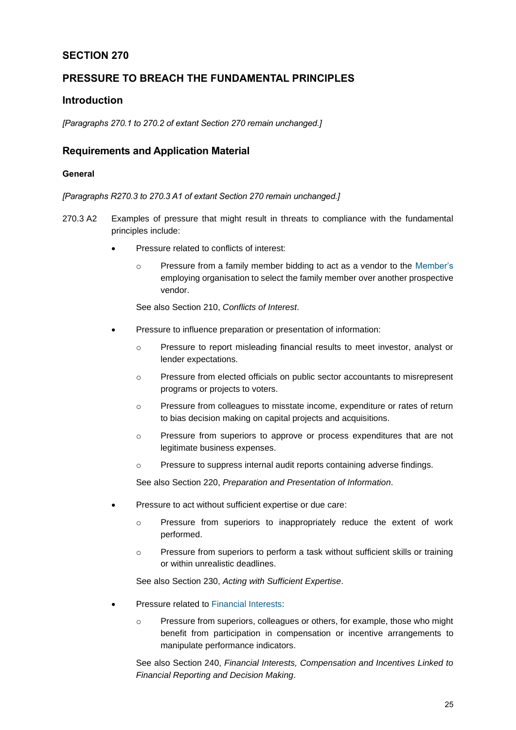## SECTION 270

## PRESSURE TO BREACH THE FUNDAMENTAL PRINCIPLES

### Introduction

*[Paragraphs 270.1 to 270.2 of extant Section 270 remain unchanged.]*

### Requirements and Application Material

#### General

*[Paragraphs R270.3 to 270.3 A1 of extant Section 270 remain unchanged.]*

270.3 A2 Examples of pressure that might result in threats to compliance with the fundamental principles include:

- Pressure related to conflicts of interest:
  - Pressure from a family member bidding to act as a vendor to the Member's employing organisation to select the family member over another prospective vendor.

  See also Section 210, *Conflicts of Interest*.

- Pressure to influence preparation or presentation of information:
  - Pressure to report misleading financial results to meet investor, analyst or lender expectations.
  - Pressure from elected officials on public sector accountants to misrepresent programs or projects to voters.
  - Pressure from colleagues to misstate income, expenditure or rates of return to bias decision making on capital projects and acquisitions.
  - Pressure from superiors to approve or process expenditures that are not legitimate business expenses.
  - Pressure to suppress internal audit reports containing adverse findings.

  See also Section 220, *Preparation and Presentation of Information*.

- Pressure to act without sufficient expertise or due care:
  - Pressure from superiors to inappropriately reduce the extent of work performed.
  - Pressure from superiors to perform a task without sufficient skills or training or within unrealistic deadlines.

  See also Section 230, *Acting with Sufficient Expertise*.

- Pressure related to Financial Interests:
  - Pressure from superiors, colleagues or others, for example, those who might benefit from participation in compensation or incentive arrangements to manipulate performance indicators.

  See also Section 240, *Financial Interests, Compensation and Incentives Linked to Financial Reporting and Decision Making*.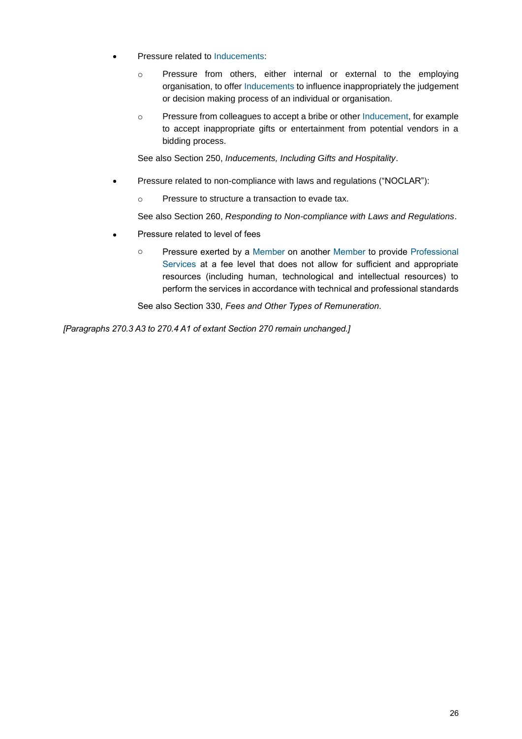- Pressure related to Inducements:
  - Pressure from others, either internal or external to the employing organisation, to offer Inducements to influence inappropriately the judgement or decision making process of an individual or organisation.
  - Pressure from colleagues to accept a bribe or other Inducement, for example to accept inappropriate gifts or entertainment from potential vendors in a bidding process.

  See also Section 250, *Inducements, Including Gifts and Hospitality*.

- Pressure related to non-compliance with laws and regulations ("NOCLAR"):
  - Pressure to structure a transaction to evade tax.

  See also Section 260, *Responding to Non-compliance with Laws and Regulations*.

- Pressure related to level of fees
  - Pressure exerted by a Member on another Member to provide Professional Services at a fee level that does not allow for sufficient and appropriate resources (including human, technological and intellectual resources) to perform the services in accordance with technical and professional standards

  See also Section 330, *Fees and Other Types of Remuneration.*

*[Paragraphs 270.3 A3 to 270.4 A1 of extant Section 270 remain unchanged.]*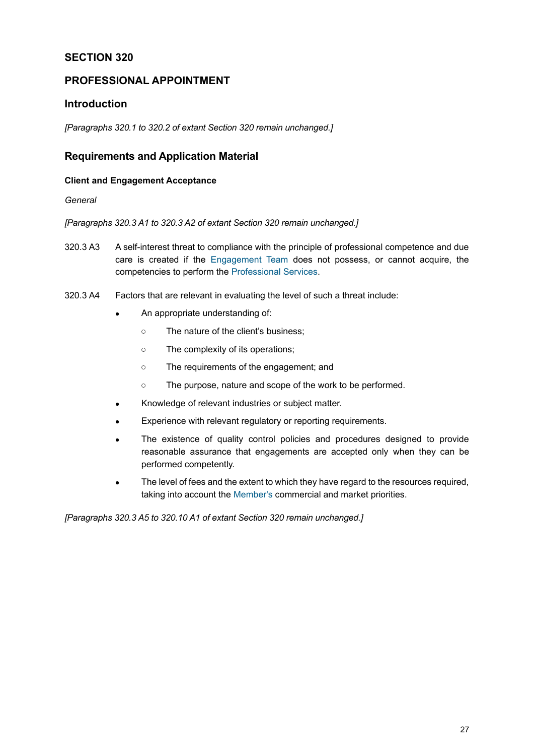# SECTION 320

# PROFESSIONAL APPOINTMENT

## Introduction

*[Paragraphs 320.1 to 320.2 of extant Section 320 remain unchanged.]*

## Requirements and Application Material

### Client and Engagement Acceptance

*General*

*[Paragraphs 320.3 A1 to 320.3 A2 of extant Section 320 remain unchanged.]*

320.3 A3 A self-interest threat to compliance with the principle of professional competence and due care is created if the Engagement Team does not possess, or cannot acquire, the competencies to perform the Professional Services.

320.3 A4 Factors that are relevant in evaluating the level of such a threat include:

- An appropriate understanding of:
  - The nature of the client's business;
  - The complexity of its operations;
  - The requirements of the engagement; and
  - The purpose, nature and scope of the work to be performed.
- Knowledge of relevant industries or subject matter.
- Experience with relevant regulatory or reporting requirements.
- The existence of quality control policies and procedures designed to provide reasonable assurance that engagements are accepted only when they can be performed competently.
- The level of fees and the extent to which they have regard to the resources required, taking into account the Member's commercial and market priorities.

*[Paragraphs 320.3 A5 to 320.10 A1 of extant Section 320 remain unchanged.]*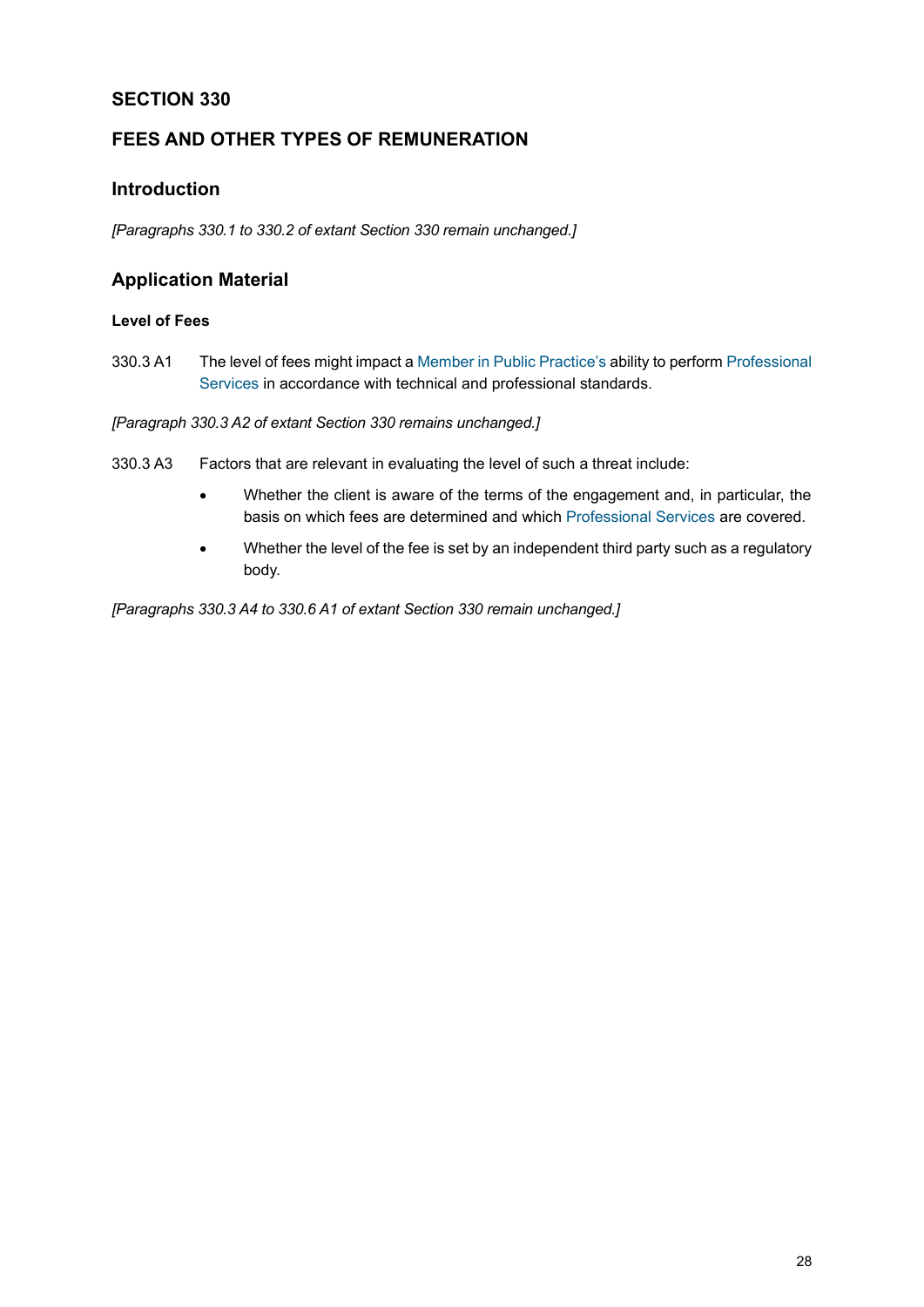# SECTION 330

## FEES AND OTHER TYPES OF REMUNERATION

### Introduction

*[Paragraphs 330.1 to 330.2 of extant Section 330 remain unchanged.]*

### Application Material

#### Level of Fees

330.3 A1 The level of fees might impact a Member in Public Practice's ability to perform Professional Services in accordance with technical and professional standards.

*[Paragraph 330.3 A2 of extant Section 330 remains unchanged.]*

330.3 A3 Factors that are relevant in evaluating the level of such a threat include:

- Whether the client is aware of the terms of the engagement and, in particular, the basis on which fees are determined and which Professional Services are covered.
- Whether the level of the fee is set by an independent third party such as a regulatory body.

*[Paragraphs 330.3 A4 to 330.6 A1 of extant Section 330 remain unchanged.]*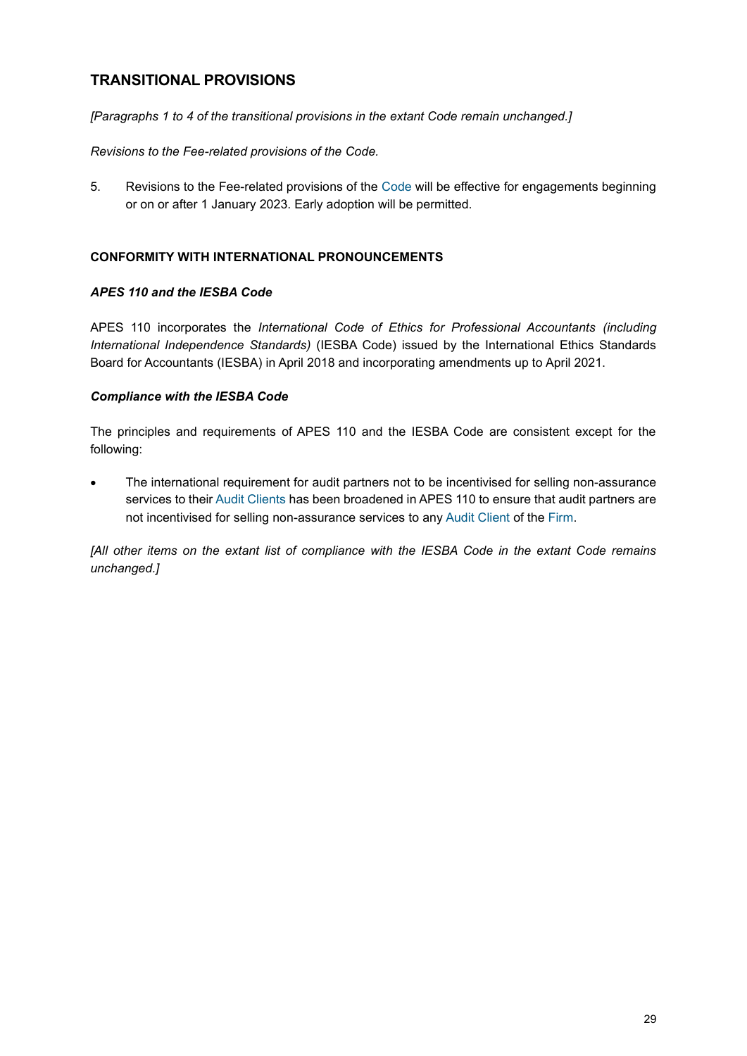## TRANSITIONAL PROVISIONS

*[Paragraphs 1 to 4 of the transitional provisions in the extant Code remain unchanged.]*

*Revisions to the Fee-related provisions of the Code.*

5. Revisions to the Fee-related provisions of the Code will be effective for engagements beginning or on or after 1 January 2023. Early adoption will be permitted.

### CONFORMITY WITH INTERNATIONAL PRONOUNCEMENTS

***APES 110 and the IESBA Code***

APES 110 incorporates the *International Code of Ethics for Professional Accountants (including International Independence Standards)* (IESBA Code) issued by the International Ethics Standards Board for Accountants (IESBA) in April 2018 and incorporating amendments up to April 2021.

***Compliance with the IESBA Code***

The principles and requirements of APES 110 and the IESBA Code are consistent except for the following:

- The international requirement for audit partners not to be incentivised for selling non-assurance services to their Audit Clients has been broadened in APES 110 to ensure that audit partners are not incentivised for selling non-assurance services to any Audit Client of the Firm.

*[All other items on the extant list of compliance with the IESBA Code in the extant Code remains unchanged.]*